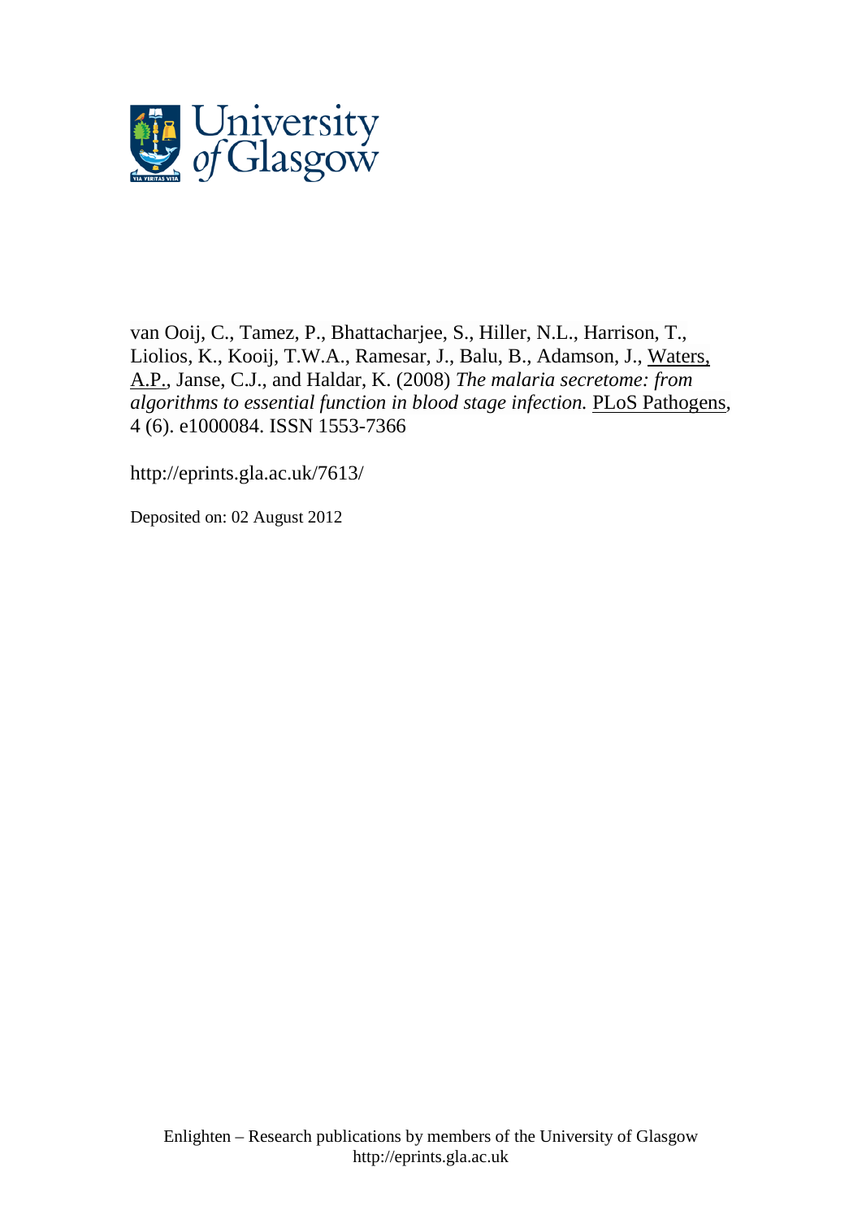van Ooij, C., Tamez, P., Bhattacharjee, S., Hiller, N.L., Harrison, T., Liolios, K., Kooij, T.W.A., Ramesar, J., Balu, B., Adamson, J., Waters, A.P., Janse, C.J., and Haldar, K. (2008) *The malaria secretome: from algorithms to essential function in blood stage infection.* PLoS Pathogens, 4 (6). e1000084. ISSN 1553-7366

http://eprints.gla.ac.uk/7613/

Deposited on: 02 August 2012

Enlighten – Research publications by members of the University of Glasgow
http://eprints.gla.ac.uk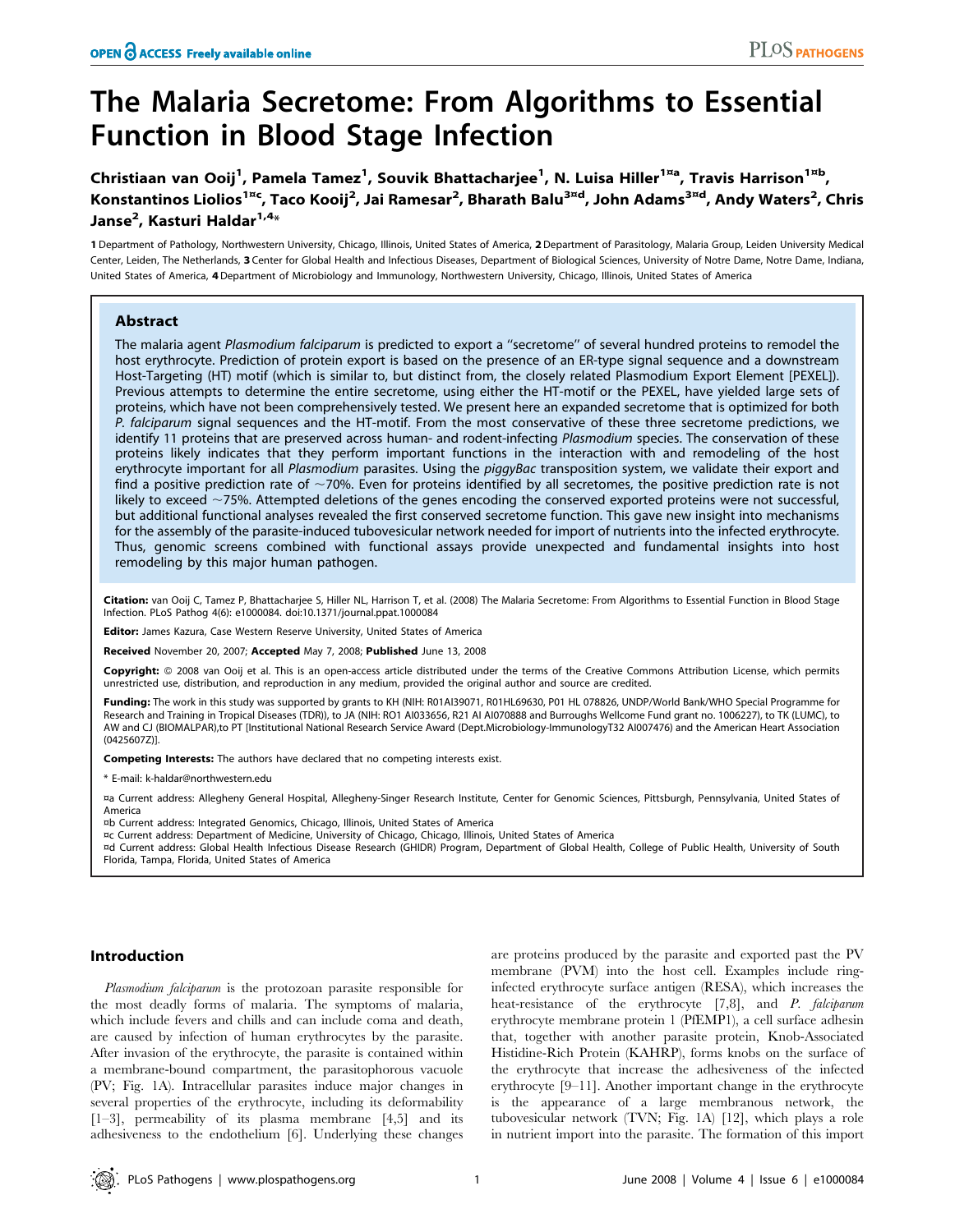# The Malaria Secretome: From Algorithms to Essential Function in Blood Stage Infection

**Christiaan van Ooij[1], Pamela Tamez[1], Souvik Bhattacharjee[1], N. Luisa Hiller[1¤a], Travis Harrison[1¤b], Konstantinos Liolios[1¤c], Taco Kooij[2], Jai Ramesar[2], Bharath Balu[3¤d], John Adams[3¤d], Andy Waters[2], Chris Janse[2], Kasturi Haldar[1,4*]**

**1** Department of Pathology, Northwestern University, Chicago, Illinois, United States of America, **2** Department of Parasitology, Malaria Group, Leiden University Medical Center, Leiden, The Netherlands, **3** Center for Global Health and Infectious Diseases, Department of Biological Sciences, University of Notre Dame, Notre Dame, Indiana, United States of America, **4** Department of Microbiology and Immunology, Northwestern University, Chicago, Illinois, United States of America

## Abstract

The malaria agent *Plasmodium falciparum* is predicted to export a ''secretome'' of several hundred proteins to remodel the host erythrocyte. Prediction of protein export is based on the presence of an ER-type signal sequence and a downstream Host-Targeting (HT) motif (which is similar to, but distinct from, the closely related Plasmodium Export Element [PEXEL]). Previous attempts to determine the entire secretome, using either the HT-motif or the PEXEL, have yielded large sets of proteins, which have not been comprehensively tested. We present here an expanded secretome that is optimized for both *P. falciparum* signal sequences and the HT-motif. From the most conservative of these three secretome predictions, we identify 11 proteins that are preserved across human- and rodent-infecting *Plasmodium* species. The conservation of these proteins likely indicates that they perform important functions in the interaction with and remodeling of the host erythrocyte important for all *Plasmodium* parasites. Using the *piggyBac* transposition system, we validate their export and find a positive prediction rate of ~70%. Even for proteins identified by all secretomes, the positive prediction rate is not likely to exceed ~75%. Attempted deletions of the genes encoding the conserved exported proteins were not successful, but additional functional analyses revealed the first conserved secretome function. This gave new insight into mechanisms for the assembly of the parasite-induced tubovesicular network needed for import of nutrients into the infected erythrocyte. Thus, genomic screens combined with functional assays provide unexpected and fundamental insights into host remodeling by this major human pathogen.

**Citation:** van Ooij C, Tamez P, Bhattacharjee S, Hiller NL, Harrison T, et al. (2008) The Malaria Secretome: From Algorithms to Essential Function in Blood Stage Infection. PLoS Pathog 4(6): e1000084. doi:10.1371/journal.ppat.1000084

**Editor:** James Kazura, Case Western Reserve University, United States of America

**Received** November 20, 2007; **Accepted** May 7, 2008; **Published** June 13, 2008

**Copyright:** © 2008 van Ooij et al. This is an open-access article distributed under the terms of the Creative Commons Attribution License, which permits unrestricted use, distribution, and reproduction in any medium, provided the original author and source are credited.

**Funding:** The work in this study was supported by grants to KH (NIH: R01AI39071, R01HL69630, P01 HL 078826, UNDP/World Bank/WHO Special Programme for Research and Training in Tropical Diseases (TDR)), to JA (NIH: RO1 AI033656, R21 AI070888 and Burroughs Wellcome Fund grant no. 1006227), to TK (LUMC), to AW and CJ (BIOMALPAR),to PT [Institutional National Research Service Award (Dept.Microbiology-ImmunologyT32 AI007476) and the American Heart Association (0425607Z)].

**Competing Interests:** The authors have declared that no competing interests exist.

\* E-mail: k-haldar@northwestern.edu

¤a Current address: Allegheny General Hospital, Allegheny-Singer Research Institute, Center for Genomic Sciences, Pittsburgh, Pennsylvania, United States of America

¤b Current address: Integrated Genomics, Chicago, Illinois, United States of America

¤c Current address: Department of Medicine, University of Chicago, Chicago, Illinois, United States of America

¤d Current address: Global Health Infectious Disease Research (GHIDR) Program, Department of Global Health, College of Public Health, University of South Florida, Tampa, Florida, United States of America

## Introduction

*Plasmodium falciparum* is the protozoan parasite responsible for the most deadly forms of malaria. The symptoms of malaria, which include fevers and chills and can include coma and death, are caused by infection of human erythrocytes by the parasite. After invasion of the erythrocyte, the parasite is contained within a membrane-bound compartment, the parasitophorous vacuole (PV; Fig. 1A). Intracellular parasites induce major changes in several properties of the erythrocyte, including its deformability [1–3], permeability of its plasma membrane [4,5] and its adhesiveness to the endothelium [6]. Underlying these changes are proteins produced by the parasite and exported past the PV membrane (PVM) into the host cell. Examples include ring-infected erythrocyte surface antigen (RESA), which increases the heat-resistance of the erythrocyte [7,8], and *P. falciparum* erythrocyte membrane protein 1 (PfEMP1), a cell surface adhesin that, together with another parasite protein, Knob-Associated Histidine-Rich Protein (KAHRP), forms knobs on the surface of the erythrocyte that increase the adhesiveness of the infected erythrocyte [9–11]. Another important change in the erythrocyte is the appearance of a large membranous network, the tubovesicular network (TVN; Fig. 1A) [12], which plays a role in nutrient import into the parasite. The formation of this import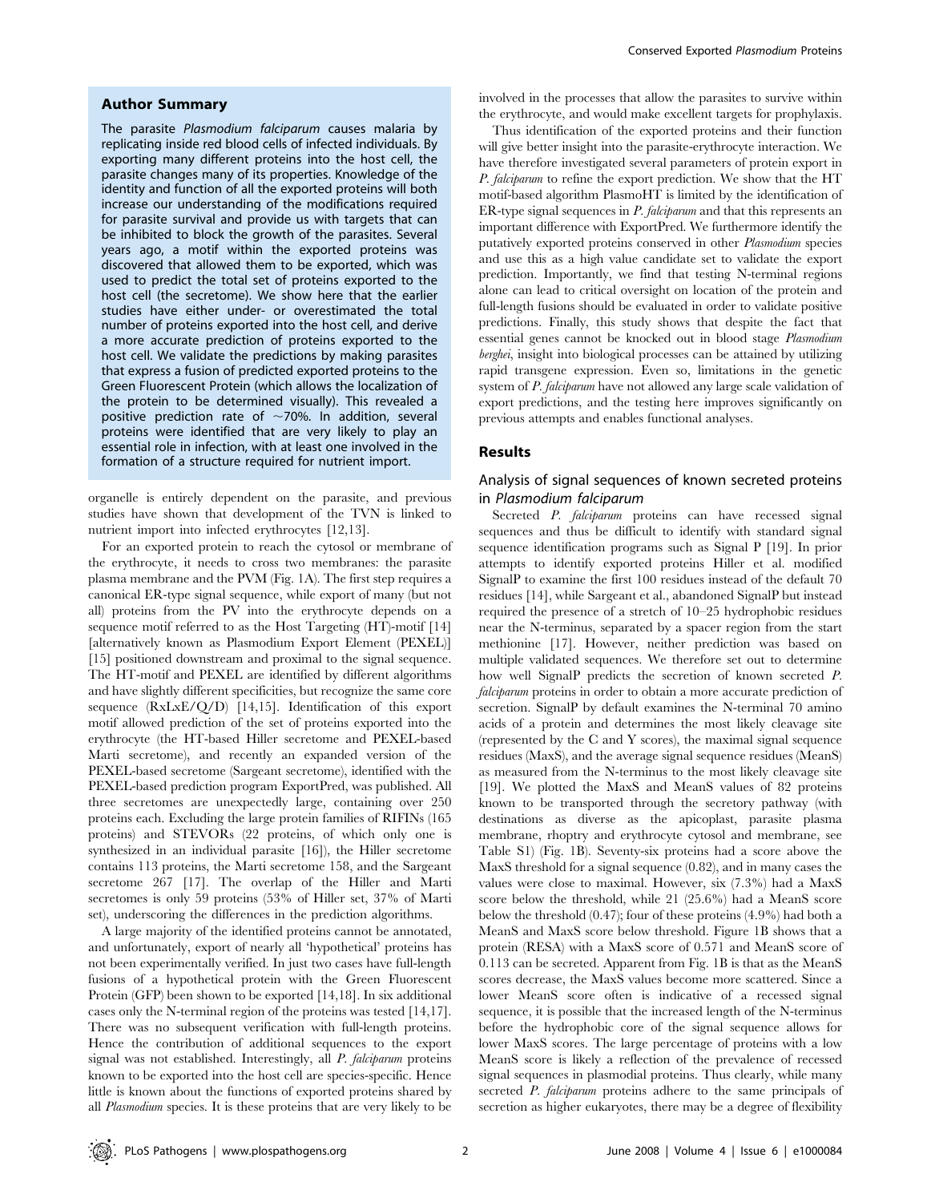### Author Summary

The parasite *Plasmodium falciparum* causes malaria by replicating inside red blood cells of infected individuals. By exporting many different proteins into the host cell, the parasite changes many of its properties. Knowledge of the identity and function of all the exported proteins will both increase our understanding of the modifications required for parasite survival and provide us with targets that can be inhibited to block the growth of the parasites. Several years ago, a motif within the exported proteins was discovered that allowed them to be exported, which was used to predict the total set of proteins exported to the host cell (the secretome). We show here that the earlier studies have either under- or overestimated the total number of proteins exported into the host cell, and derive a more accurate prediction of proteins exported to the host cell. We validate the predictions by making parasites that express a fusion of predicted exported proteins to the Green Fluorescent Protein (which allows the localization of the protein to be determined visually). This revealed a positive prediction rate of ~70%. In addition, several proteins were identified that are very likely to play an essential role in infection, with at least one involved in the formation of a structure required for nutrient import.

organelle is entirely dependent on the parasite, and previous studies have shown that development of the TVN is linked to nutrient import into infected erythrocytes [12,13].

For an exported protein to reach the cytosol or membrane of the erythrocyte, it needs to cross two membranes: the parasite plasma membrane and the PVM (Fig. 1A). The first step requires a canonical ER-type signal sequence, while export of many (but not all) proteins from the PV into the erythrocyte depends on a sequence motif referred to as the Host Targeting (HT)-motif [14] [alternatively known as Plasmodium Export Element (PEXEL)] [15] positioned downstream and proximal to the signal sequence. The HT-motif and PEXEL are identified by different algorithms and have slightly different specificities, but recognize the same core sequence (RxLxE/Q/D) [14,15]. Identification of this export motif allowed prediction of the set of proteins exported into the erythrocyte (the HT-based Hiller secretome and PEXEL-based Marti secretome), and recently an expanded version of the PEXEL-based secretome (Sargeant secretome), identified with the PEXEL-based prediction program ExportPred, was published. All three secretomes are unexpectedly large, containing over 250 proteins each. Excluding the large protein families of RIFINs (165 proteins) and STEVORs (22 proteins, of which only one is synthesized in an individual parasite [16]), the Hiller secretome contains 113 proteins, the Marti secretome 158, and the Sargeant secretome 267 [17]. The overlap of the Hiller and Marti secretomes is only 59 proteins (53% of Hiller set, 37% of Marti set), underscoring the differences in the prediction algorithms.

A large majority of the identified proteins cannot be annotated, and unfortunately, export of nearly all 'hypothetical' proteins has not been experimentally verified. In just two cases have full-length fusions of a hypothetical protein with the Green Fluorescent Protein (GFP) been shown to be exported [14,18]. In six additional cases only the N-terminal region of the proteins was tested [14,17]. There was no subsequent verification with full-length proteins. Hence the contribution of additional sequences to the export signal was not established. Interestingly, all *P. falciparum* proteins known to be exported into the host cell are species-specific. Hence little is known about the functions of exported proteins shared by all *Plasmodium* species. It is these proteins that are very likely to be involved in the processes that allow the parasites to survive within the erythrocyte, and would make excellent targets for prophylaxis.

Thus identification of the exported proteins and their function will give better insight into the parasite-erythrocyte interaction. We have therefore investigated several parameters of protein export in *P. falciparum* to refine the export prediction. We show that the HT motif-based algorithm PlasmoHT is limited by the identification of ER-type signal sequences in *P. falciparum* and that this represents an important difference with ExportPred. We furthermore identify the putatively exported proteins conserved in other *Plasmodium* species and use this as a high value candidate set to validate the export prediction. Importantly, we find that testing N-terminal regions alone can lead to critical oversight on location of the protein and full-length fusions should be evaluated in order to validate positive predictions. Finally, this study shows that despite the fact that essential genes cannot be knocked out in blood stage *Plasmodium berghei*, insight into biological processes can be attained by utilizing rapid transgene expression. Even so, limitations in the genetic system of *P. falciparum* have not allowed any large scale validation of export predictions, and the testing here improves significantly on previous attempts and enables functional analyses.

## Results

### Analysis of signal sequences of known secreted proteins in *Plasmodium falciparum*

Secreted *P. falciparum* proteins can have recessed signal sequences and thus be difficult to identify with standard signal sequence identification programs such as Signal P [19]. In prior attempts to identify exported proteins Hiller et al. modified SignalP to examine the first 100 residues instead of the default 70 residues [14], while Sargeant et al., abandoned SignalP but instead required the presence of a stretch of 10–25 hydrophobic residues near the N-terminus, separated by a spacer region from the start methionine [17]. However, neither prediction was based on multiple validated sequences. We therefore set out to determine how well SignalP predicts the secretion of known secreted *P. falciparum* proteins in order to obtain a more accurate prediction of secretion. SignalP by default examines the N-terminal 70 amino acids of a protein and determines the most likely cleavage site (represented by the C and Y scores), the maximal signal sequence residues (MaxS), and the average signal sequence residues (MeanS) as measured from the N-terminus to the most likely cleavage site [19]. We plotted the MaxS and MeanS values of 82 proteins known to be transported through the secretory pathway (with destinations as diverse as the apicoplast, parasite plasma membrane, rhoptry and erythrocyte cytosol and membrane, see Table S1) (Fig. 1B). Seventy-six proteins had a score above the MaxS threshold for a signal sequence (0.82), and in many cases the values were close to maximal. However, six (7.3%) had a MaxS score below the threshold, while 21 (25.6%) had a MeanS score below the threshold (0.47); four of these proteins (4.9%) had both a MeanS and MaxS score below threshold. Figure 1B shows that a protein (RESA) with a MaxS score of 0.571 and MeanS score of 0.113 can be secreted. Apparent from Fig. 1B is that as the MeanS scores decrease, the MaxS values become more scattered. Since a lower MeanS score often is indicative of a recessed signal sequence, it is possible that the increased length of the N-terminus before the hydrophobic core of the signal sequence allows for lower MaxS scores. The large percentage of proteins with a low MeanS score is likely a reflection of the prevalence of recessed signal sequences in plasmodial proteins. Thus clearly, while many secreted *P. falciparum* proteins adhere to the same principals of secretion as higher eukaryotes, there may be a degree of flexibility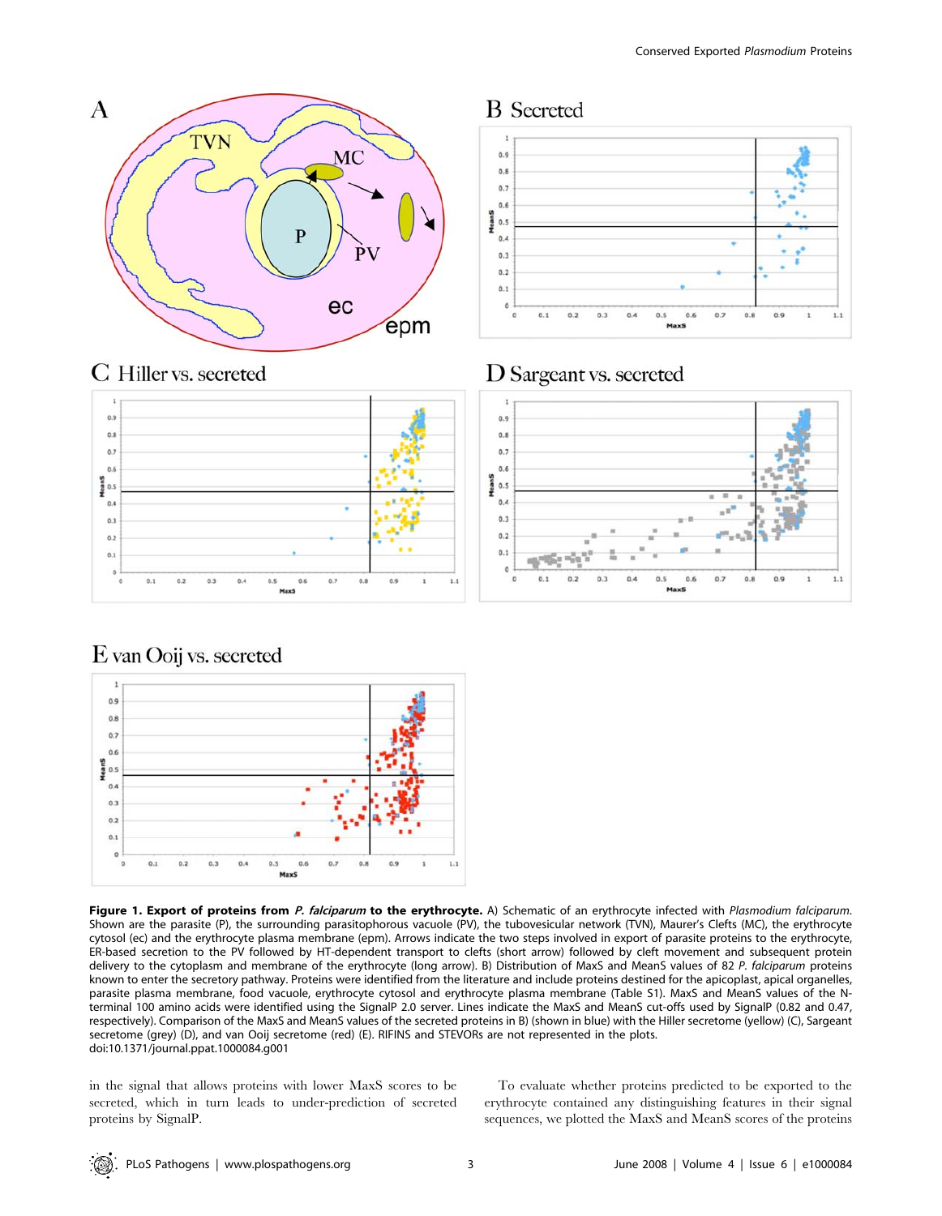**Figure 1. Export of proteins from *P. falciparum* to the erythrocyte.** A) Schematic of an erythrocyte infected with *Plasmodium falciparum*. Shown are the parasite (P), the surrounding parasitophorous vacuole (PV), the tubovesicular network (TVN), Maurer's Clefts (MC), the erythrocyte cytosol (ec) and the erythrocyte plasma membrane (epm). Arrows indicate the two steps involved in export of parasite proteins to the erythrocyte, ER-based secretion to the PV followed by HT-dependent transport to clefts (short arrow) followed by cleft movement and subsequent protein delivery to the cytoplasm and membrane of the erythrocyte (long arrow). B) Distribution of MaxS and MeanS values of 82 *P. falciparum* proteins known to enter the secretory pathway. Proteins were identified from the literature and include proteins destined for the apicoplast, apical organelles, parasite plasma membrane, food vacuole, erythrocyte cytosol and erythrocyte plasma membrane (Table S1). MaxS and MeanS values of the N-terminal 100 amino acids were identified using the SignalP 2.0 server. Lines indicate the MaxS and MeanS cut-offs used by SignalP (0.82 and 0.47, respectively). Comparison of the MaxS and MeanS values of the secreted proteins in B) (shown in blue) with the Hiller secretome (yellow) (C), Sargeant secretome (grey) (D), and van Ooij secretome (red) (E). RIFINS and STEVORs are not represented in the plots.
doi:10.1371/journal.ppat.1000084.g001

in the signal that allows proteins with lower MaxS scores to be secreted, which in turn leads to under-prediction of secreted proteins by SignalP.

To evaluate whether proteins predicted to be exported to the erythrocyte contained any distinguishing features in their signal sequences, we plotted the MaxS and MeanS scores of the proteins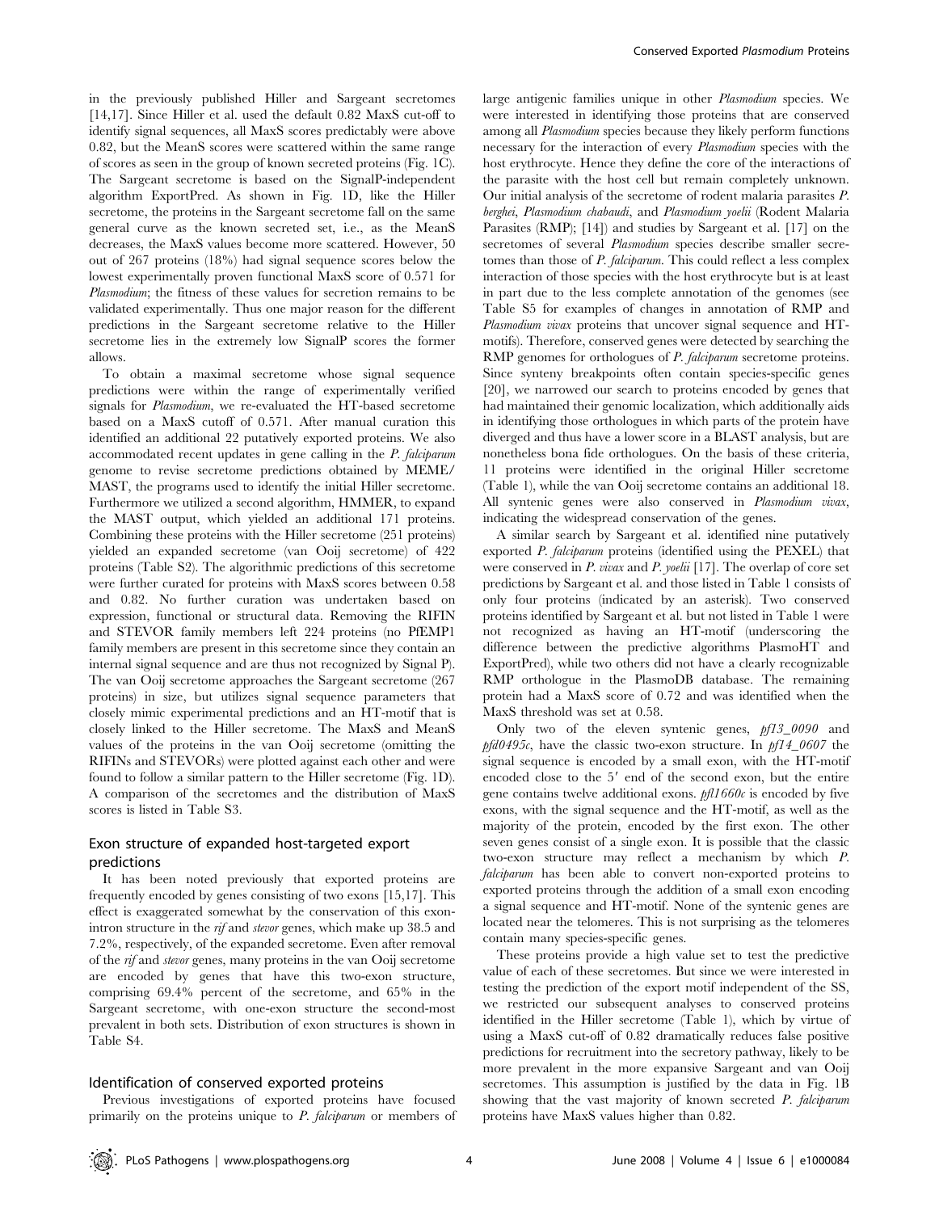in the previously published Hiller and Sargeant secretomes [14,17]. Since Hiller et al. used the default 0.82 MaxS cut-off to identify signal sequences, all MaxS scores predictably were above 0.82, but the MeanS scores were scattered within the same range of scores as seen in the group of known secreted proteins (Fig. 1C). The Sargeant secretome is based on the SignalP-independent algorithm ExportPred. As shown in Fig. 1D, like the Hiller secretome, the proteins in the Sargeant secretome fall on the same general curve as the known secreted set, i.e., as the MeanS decreases, the MaxS values become more scattered. However, 50 out of 267 proteins (18%) had signal sequence scores below the lowest experimentally proven functional MaxS score of 0.571 for *Plasmodium*; the fitness of these values for secretion remains to be validated experimentally. Thus one major reason for the different predictions in the Sargeant secretome relative to the Hiller secretome lies in the extremely low SignalP scores the former allows.

To obtain a maximal secretome whose signal sequence predictions were within the range of experimentally verified signals for *Plasmodium*, we re-evaluated the HT-based secretome based on a MaxS cutoff of 0.571. After manual curation this identified an additional 22 putatively exported proteins. We also accommodated recent updates in gene calling in the *P. falciparum* genome to revise secretome predictions obtained by MEME/MAST, the programs used to identify the initial Hiller secretome. Furthermore we utilized a second algorithm, HMMER, to expand the MAST output, which yielded an additional 171 proteins. Combining these proteins with the Hiller secretome (251 proteins) yielded an expanded secretome (van Ooij secretome) of 422 proteins (Table S2). The algorithmic predictions of this secretome were further curated for proteins with MaxS scores between 0.58 and 0.82. No further curation was undertaken based on expression, functional or structural data. Removing the RIFIN and STEVOR family members left 224 proteins (no PfEMP1 family members are present in this secretome since they contain an internal signal sequence and are thus not recognized by Signal P). The van Ooij secretome approaches the Sargeant secretome (267 proteins) in size, but utilizes signal sequence parameters that closely mimic experimental predictions and an HT-motif that is closely linked to the Hiller secretome. The MaxS and MeanS values of the proteins in the van Ooij secretome (omitting the RIFINs and STEVORs) were plotted against each other and were found to follow a similar pattern to the Hiller secretome (Fig. 1D). A comparison of the secretomes and the distribution of MaxS scores is listed in Table S3.

## Exon structure of expanded host-targeted export predictions

It has been noted previously that exported proteins are frequently encoded by genes consisting of two exons [15,17]. This effect is exaggerated somewhat by the conservation of this exon-intron structure in the *rif* and *stevor* genes, which make up 38.5 and 7.2%, respectively, of the expanded secretome. Even after removal of the *rif* and *stevor* genes, many proteins in the van Ooij secretome are encoded by genes that have this two-exon structure, comprising 69.4% percent of the secretome, and 65% in the Sargeant secretome, with one-exon structure the second-most prevalent in both sets. Distribution of exon structures is shown in Table S4.

## Identification of conserved exported proteins

Previous investigations of exported proteins have focused primarily on the proteins unique to *P. falciparum* or members of large antigenic families unique in other *Plasmodium* species. We were interested in identifying those proteins that are conserved among all *Plasmodium* species because they likely perform functions necessary for the interaction of every *Plasmodium* species with the host erythrocyte. Hence they define the core of the interactions of the parasite with the host cell but remain completely unknown. Our initial analysis of the secretome of rodent malaria parasites *P. berghei*, *Plasmodium chabaudi*, and *Plasmodium yoelii* (Rodent Malaria Parasites (RMP); [14]) and studies by Sargeant et al. [17] on the secretomes of several *Plasmodium* species describe smaller secretomes than those of *P. falciparum*. This could reflect a less complex interaction of those species with the host erythrocyte but is at least in part due to the less complete annotation of the genomes (see Table S5 for examples of changes in annotation of RMP and *Plasmodium vivax* proteins that uncover signal sequence and HT-motifs). Therefore, conserved genes were detected by searching the RMP genomes for orthologues of *P. falciparum* secretome proteins. Since synteny breakpoints often contain species-specific genes [20], we narrowed our search to proteins encoded by genes that had maintained their genomic localization, which additionally aids in identifying those orthologues in which parts of the protein have diverged and thus have a lower score in a BLAST analysis, but are nonetheless bona fide orthologues. On the basis of these criteria, 11 proteins were identified in the original Hiller secretome (Table 1), while the van Ooij secretome contains an additional 18. All syntenic genes were also conserved in *Plasmodium vivax*, indicating the widespread conservation of the genes.

A similar search by Sargeant et al. identified nine putatively exported *P. falciparum* proteins (identified using the PEXEL) that were conserved in *P. vivax* and *P. yoelii* [17]. The overlap of core set predictions by Sargeant et al. and those listed in Table 1 consists of only four proteins (indicated by an asterisk). Two conserved proteins identified by Sargeant et al. but not listed in Table 1 were not recognized as having an HT-motif (underscoring the difference between the predictive algorithms PlasmoHT and ExportPred), while two others did not have a clearly recognizable RMP orthologue in the PlasmoDB database. The remaining protein had a MaxS score of 0.72 and was identified when the MaxS threshold was set at 0.58.

Only two of the eleven syntenic genes, *pf13_0090* and *pfd0495c*, have the classic two-exon structure. In *pf14_0607* the signal sequence is encoded by a small exon, with the HT-motif encoded close to the 5′ end of the second exon, but the entire gene contains twelve additional exons. *pfl1660c* is encoded by five exons, with the signal sequence and the HT-motif, as well as the majority of the protein, encoded by the first exon. The other seven genes consist of a single exon. It is possible that the classic two-exon structure may reflect a mechanism by which *P. falciparum* has been able to convert non-exported proteins to exported proteins through the addition of a small exon encoding a signal sequence and HT-motif. None of the syntenic genes are located near the telomeres. This is not surprising as the telomeres contain many species-specific genes.

These proteins provide a high value set to test the predictive value of each of these secretomes. But since we were interested in testing the prediction of the export motif independent of the SS, we restricted our subsequent analyses to conserved proteins identified in the Hiller secretome (Table 1), which by virtue of using a MaxS cut-off of 0.82 dramatically reduces false positive predictions for recruitment into the secretory pathway, likely to be more prevalent in the more expansive Sargeant and van Ooij secretomes. This assumption is justified by the data in Fig. 1B showing that the vast majority of known secreted *P. falciparum* proteins have MaxS values higher than 0.82.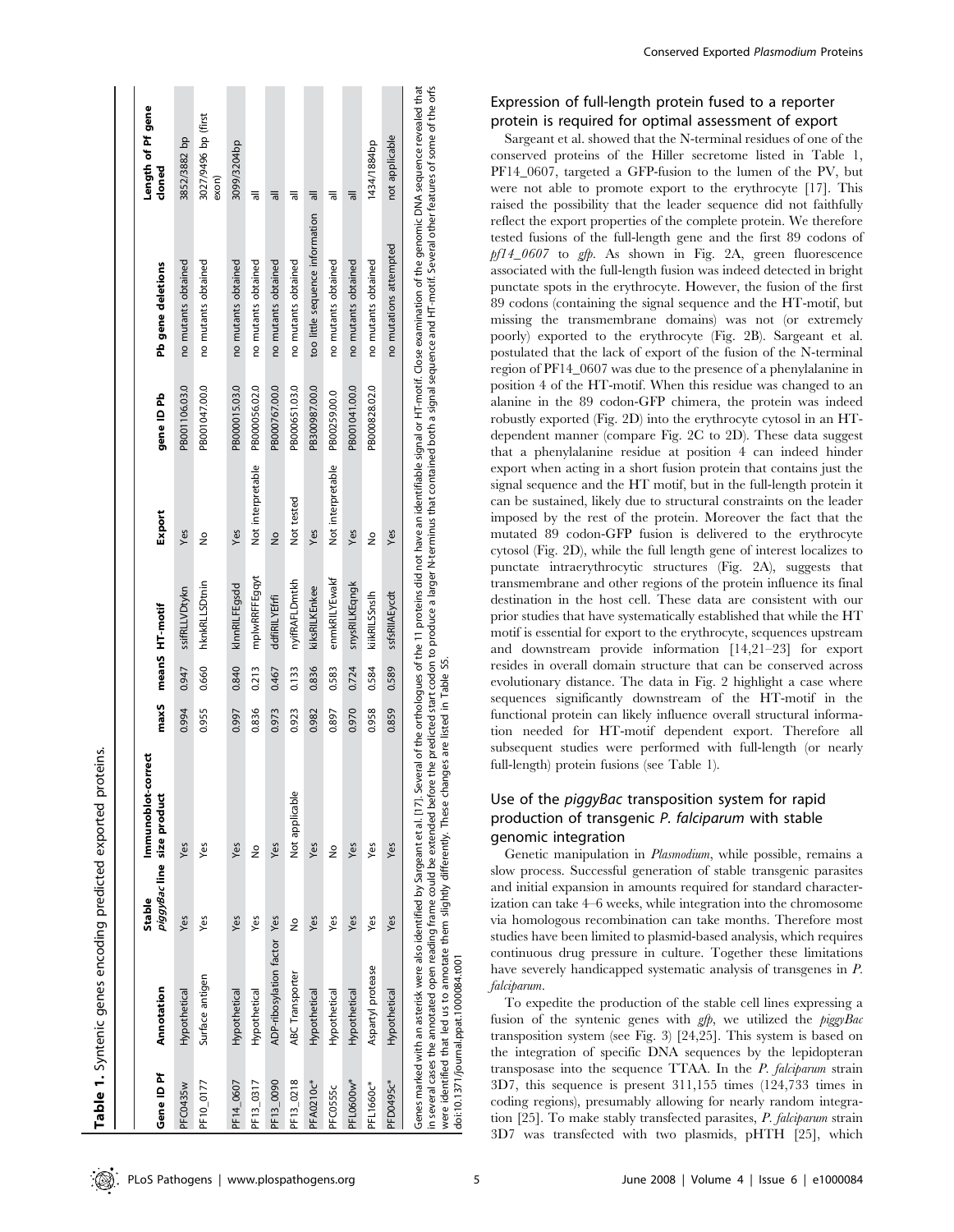**Table 1.** Syntenic genes encoding predicted exported proteins.

| Gene ID Pf | Annotation | Stable *piggyBac* line | Immunoblot-correct size product | maxS | meanS | HT-motif | Export | gene ID Pb | Pb gene deletions | Length of Pf gene cloned |
|---|---|---|---|---|---|---|---|---|---|---|
| PFC0435w | Hypothetical | Yes | Yes | 0.994 | 0.947 | ssifRLLVDtykn | Yes | PB001106.03.0 | no mutants obtained | 3852/3882 bp |
| PF10_0177 | Surface antigen | Yes | Yes | 0.955 | 0.660 | hknkRLLSDtnin | No | PB001047.00.0 | no mutants obtained | 3027/9496 bp (first exon) |
| PF14_0607 | Hypothetical | Yes | Yes | 0.997 | 0.840 | klnnRILFEgsdd | Yes | PB000015.03.0 | no mutants obtained | 3099/3204bp |
| PF13_0317 | Hypothetical | Yes | No | 0.836 | 0.213 | mplwRRFFEgqyt | Not interpretable | PB000056.02.0 | no mutants obtained | all |
| PF13_0090 | ADP-ribosylation factor | Yes | Yes | 0.973 | 0.467 | ddfiRILYEfrfi | No | PB000767.00.0 | no mutants obtained | all |
| PF13_0218 | ABC Transporter | No | Not applicable | 0.923 | 0.133 | nyifRAFLDmtkh | Not tested | PB000651.03.0 | no mutants obtained | all |
| PFA0210c* | Hypothetical | Yes | Yes | 0.982 | 0.836 | kiksRILKEnkee | Yes | PB300987.00.0 | too little sequence information | all |
| PFC0555c | Hypothetical | Yes | No | 0.897 | 0.583 | enmkRILYEwakf | Not interpretable | PB002259.00.0 | no mutants obtained | all |
| PFL0600w* | Hypothetical | Yes | Yes | 0.970 | 0.724 | snysRILKEqngk | Yes | PB001041.00.0 | no mutants obtained | all |
| PFL1660c* | Aspartyl protease | Yes | Yes | 0.958 | 0.584 | kiikRILSSnslh | No | PB000828.02.0 | no mutants obtained | 1434/1884bp |
| PFD0495c* | Hypothetical | Yes | Yes | 0.859 | 0.589 | ssfsRIIAEycdt | Yes | | no mutations attempted | not applicable |

Genes marked with an asterisk were also identified by Sargeant et al. [17]. Several of the orthologues of the 11 proteins did not have an identifiable signal or HT-motif. Close examination of the genomic DNA sequence revealed that in several cases the annotated open reading frame could be extended before the predicted start codon to produce a larger N-terminus that contained both a signal sequence and HT-motif. Several other features of some of the orfs were identified that led us to annotate them slightly differently. These changes are listed in Table S5.
doi:10.1371/journal.ppat.1000084.t001

### Expression of full-length protein fused to a reporter protein is required for optimal assessment of export

Sargeant et al. showed that the N-terminal residues of one of the conserved proteins of the Hiller secretome listed in Table 1, PF14_0607, targeted a GFP-fusion to the lumen of the PV, but were not able to promote export to the erythrocyte [17]. This raised the possibility that the leader sequence did not faithfully reflect the export properties of the complete protein. We therefore tested fusions of the full-length gene and the first 89 codons of *pf14_0607* to *gfp*. As shown in Fig. 2A, green fluorescence associated with the full-length fusion was indeed detected in bright punctate spots in the erythrocyte. However, the fusion of the first 89 codons (containing the signal sequence and the HT-motif, but missing the transmembrane domains) was not (or extremely poorly) exported to the erythrocyte (Fig. 2B). Sargeant et al. postulated that the lack of export of the fusion of the N-terminal region of PF14_0607 was due to the presence of a phenylalanine in position 4 of the HT-motif. When this residue was changed to an alanine in the 89 codon-GFP chimera, the protein was indeed robustly exported (Fig. 2D) into the erythrocyte cytosol in an HT-dependent manner (compare Fig. 2C to 2D). These data suggest that a phenylalanine residue at position 4 can indeed hinder export when acting in a short fusion protein that contains just the signal sequence and the HT motif, but in the full-length protein it can be sustained, likely due to structural constraints on the leader imposed by the rest of the protein. Moreover the fact that the mutated 89 codon-GFP fusion is delivered to the erythrocyte cytosol (Fig. 2D), while the full length gene of interest localizes to punctate intraerythrocytic structures (Fig. 2A), suggests that transmembrane and other regions of the protein influence its final destination in the host cell. These data are consistent with our prior studies that have systematically established that while the HT motif is essential for export to the erythrocyte, sequences upstream and downstream provide information [14,21–23] for export resides in overall domain structure that can be conserved across evolutionary distance. The data in Fig. 2 highlight a case where sequences significantly downstream of the HT-motif in the functional protein can likely influence overall structural information needed for HT-motif dependent export. Therefore all subsequent studies were performed with full-length (or nearly full-length) protein fusions (see Table 1).

### Use of the *piggyBac* transposition system for rapid production of transgenic *P. falciparum* with stable genomic integration

Genetic manipulation in *Plasmodium*, while possible, remains a slow process. Successful generation of stable transgenic parasites and initial expansion in amounts required for standard characterization can take 4–6 weeks, while integration into the chromosome via homologous recombination can take months. Therefore most studies have been limited to plasmid-based analysis, which requires continuous drug pressure in culture. Together these limitations have severely handicapped systematic analysis of transgenes in *P. falciparum*.

To expedite the production of the stable cell lines expressing a fusion of the syntenic genes with *gfp*, we utilized the *piggyBac* transposition system (see Fig. 3) [24,25]. This system is based on the integration of specific DNA sequences by the lepidopteran transposase into the sequence TTAA. In the *P. falciparum* strain 3D7, this sequence is present 311,155 times (124,733 times in coding regions), presumably allowing for nearly random integration [25]. To make stably transfected parasites, *P. falciparum* strain 3D7 was transfected with two plasmids, pHTH [25], which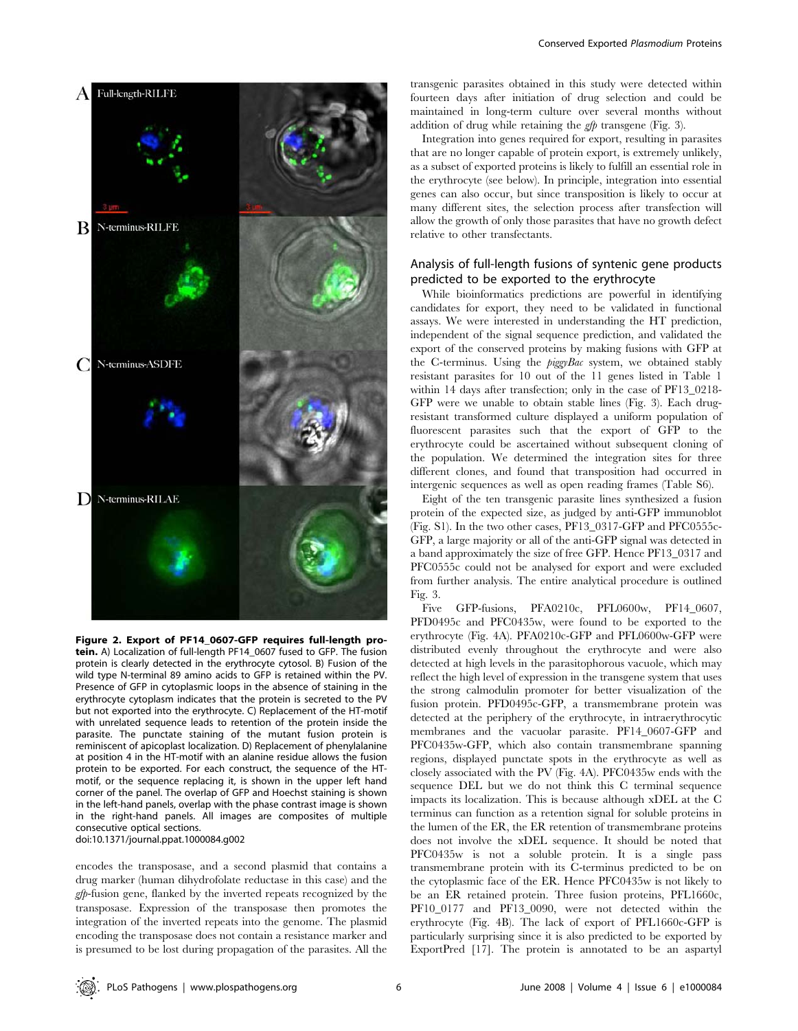**Figure 2. Export of PF14_0607-GFP requires full-length protein.** A) Localization of full-length PF14_0607 fused to GFP. The fusion protein is clearly detected in the erythrocyte cytosol. B) Fusion of the wild type N-terminal 89 amino acids to GFP is retained within the PV. Presence of GFP in cytoplasmic loops in the absence of staining in the erythrocyte cytoplasm indicates that the protein is secreted to the PV but not exported into the erythrocyte. C) Replacement of the HT-motif with unrelated sequence leads to retention of the protein inside the parasite. The punctate staining of the mutant fusion protein is reminiscent of apicoplast localization. D) Replacement of phenylalanine at position 4 in the HT-motif with an alanine residue allows the fusion protein to be exported. For each construct, the sequence of the HT-motif, or the sequence replacing it, is shown in the upper left hand corner of the panel. The overlap of GFP and Hoechst staining is shown in the left-hand panels, overlap with the phase contrast image is shown in the right-hand panels. All images are composites of multiple consecutive optical sections.
doi:10.1371/journal.ppat.1000084.g002

encodes the transposase, and a second plasmid that contains a drug marker (human dihydrofolate reductase in this case) and the *gfp*-fusion gene, flanked by the inverted repeats recognized by the transposase. Expression of the transposase then promotes the integration of the inverted repeats into the genome. The plasmid encoding the transposase does not contain a resistance marker and is presumed to be lost during propagation of the parasites. All the transgenic parasites obtained in this study were detected within fourteen days after initiation of drug selection and could be maintained in long-term culture over several months without addition of drug while retaining the *gfp* transgene (Fig. 3).

Integration into genes required for export, resulting in parasites that are no longer capable of protein export, is extremely unlikely, as a subset of exported proteins is likely to fulfill an essential role in the erythrocyte (see below). In principle, integration into essential genes can also occur, but since transposition is likely to occur at many different sites, the selection process after transfection will allow the growth of only those parasites that have no growth defect relative to other transfectants.

### Analysis of full-length fusions of syntenic gene products predicted to be exported to the erythrocyte

While bioinformatics predictions are powerful in identifying candidates for export, they need to be validated in functional assays. We were interested in understanding the HT prediction, independent of the signal sequence prediction, and validated the export of the conserved proteins by making fusions with GFP at the C-terminus. Using the *piggyBac* system, we obtained stably resistant parasites for 10 out of the 11 genes listed in Table 1 within 14 days after transfection; only in the case of PF13_0218-GFP were we unable to obtain stable lines (Fig. 3). Each drug-resistant transformed culture displayed a uniform population of fluorescent parasites such that the export of GFP to the erythrocyte could be ascertained without subsequent cloning of the population. We determined the integration sites for three different clones, and found that transposition had occurred in intergenic sequences as well as open reading frames (Table S6).

Eight of the ten transgenic parasite lines synthesized a fusion protein of the expected size, as judged by anti-GFP immunoblot (Fig. S1). In the two other cases, PF13_0317-GFP and PFC0555c-GFP, a large majority or all of the anti-GFP signal was detected in a band approximately the size of free GFP. Hence PF13_0317 and PFC0555c could not be analysed for export and were excluded from further analysis. The entire analytical procedure is outlined Fig. 3.

Five GFP-fusions, PFA0210c, PFL0600w, PF14_0607, PFD0495c and PFC0435w, were found to be exported to the erythrocyte (Fig. 4A). PFA0210c-GFP and PFL0600w-GFP were distributed evenly throughout the erythrocyte and were also detected at high levels in the parasitophorous vacuole, which may reflect the high level of expression in the transgene system that uses the strong calmodulin promoter for better visualization of the fusion protein. PFD0495c-GFP, a transmembrane protein was detected at the periphery of the erythrocyte, in intraerythrocytic membranes and the vacuolar parasite. PF14_0607-GFP and PFC0435w-GFP, which also contain transmembrane spanning regions, displayed punctate spots in the erythrocyte as well as closely associated with the PV (Fig. 4A). PFC0435w ends with the sequence DEL but we do not think this C terminal sequence impacts its localization. This is because although xDEL at the C terminus can function as a retention signal for soluble proteins in the lumen of the ER, the ER retention of transmembrane proteins does not involve the xDEL sequence. It should be noted that PFC0435w is not a soluble protein. It is a single pass transmembrane protein with its C-terminus predicted to be on the cytoplasmic face of the ER. Hence PFC0435w is not likely to be an ER retained protein. Three fusion proteins, PFL1660c, PF10_0177 and PF13_0090, were not detected within the erythrocyte (Fig. 4B). The lack of export of PFL1660c-GFP is particularly surprising since it is also predicted to be exported by ExportPred [17]. The protein is annotated to be an aspartyl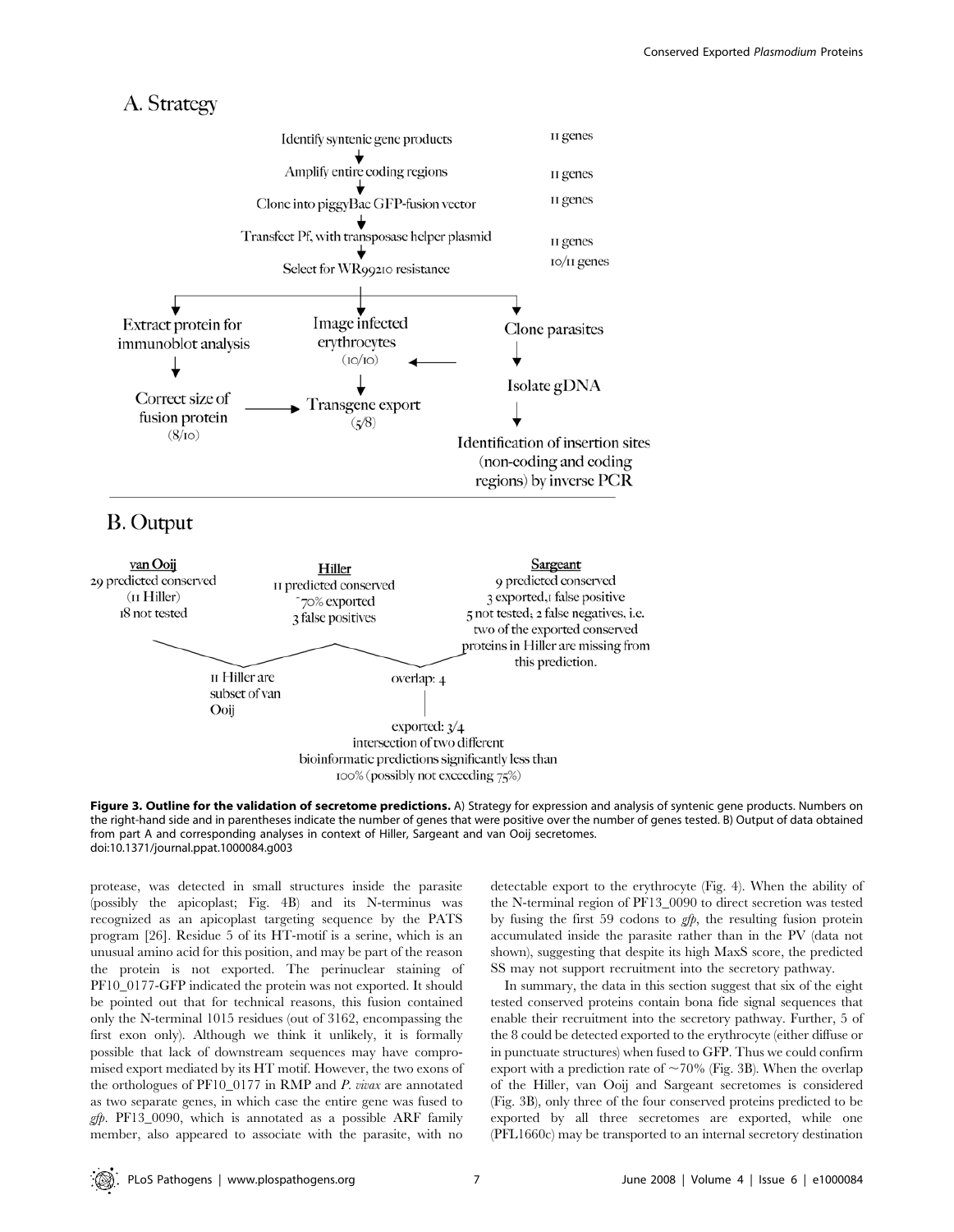## A. Strategy

Identify syntenic gene products — 11 genes

↓

Amplify entire coding regions — 11 genes

↓

Clone into piggyBac GFP-fusion vector — 11 genes

↓

Transfect Pf, with transposase helper plasmid — 11 genes

↓

Select for WR99210 resistance — 10/11 genes

- Extract protein for immunoblot analysis → Correct size of fusion protein (8/10) → Transgene export (5/8)
- Image infected erythrocytes (10/10) → Transgene export (5/8)
- Clone parasites → Isolate gDNA → Identification of insertion sites (non-coding and coding regions) by inverse PCR

## B. Output

**van Ooij**
29 predicted conserved
(11 Hiller)
18 not tested

**Hiller**
11 predicted conserved
~70% exported
3 false positives

**Sargeant**
9 predicted conserved
3 exported, 1 false positive
5 not tested; 2 false negatives, i.e. two of the exported conserved proteins in Hiller are missing from this prediction.

11 Hiller are subset of van Ooij

overlap: 4

exported: 3/4
intersection of two different bioinformatic predictions significantly less than 100% (possibly not exceeding 75%)

**Figure 3. Outline for the validation of secretome predictions.** A) Strategy for expression and analysis of syntenic gene products. Numbers on the right-hand side and in parentheses indicate the number of genes that were positive over the number of genes tested. B) Output of data obtained from part A and corresponding analyses in context of Hiller, Sargeant and van Ooij secretomes.
doi:10.1371/journal.ppat.1000084.g003

protease, was detected in small structures inside the parasite (possibly the apicoplast; Fig. 4B) and its N-terminus was recognized as an apicoplast targeting sequence by the PATS program [26]. Residue 5 of its HT-motif is a serine, which is an unusual amino acid for this position, and may be part of the reason the protein is not exported. The perinuclear staining of PF10_0177-GFP indicated the protein was not exported. It should be pointed out that for technical reasons, this fusion contained only the N-terminal 1015 residues (out of 3162, encompassing the first exon only). Although we think it unlikely, it is formally possible that lack of downstream sequences may have compromised export mediated by its HT motif. However, the two exons of the orthologues of PF10_0177 in RMP and *P. vivax* are annotated as two separate genes, in which case the entire gene was fused to *gfp*. PF13_0090, which is annotated as a possible ARF family member, also appeared to associate with the parasite, with no detectable export to the erythrocyte (Fig. 4). When the ability of the N-terminal region of PF13_0090 to direct secretion was tested by fusing the first 59 codons to *gfp*, the resulting fusion protein accumulated inside the parasite rather than in the PV (data not shown), suggesting that despite its high MaxS score, the predicted SS may not support recruitment into the secretory pathway.

In summary, the data in this section suggest that six of the eight tested conserved proteins contain bona fide signal sequences that enable their recruitment into the secretory pathway. Further, 5 of the 8 could be detected exported to the erythrocyte (either diffuse or in punctuate structures) when fused to GFP. Thus we could confirm export with a prediction rate of ~70% (Fig. 3B). When the overlap of the Hiller, van Ooij and Sargeant secretomes is considered (Fig. 3B), only three of the four conserved proteins predicted to be exported by all three secretomes are exported, while one (PFL1660c) may be transported to an internal secretory destination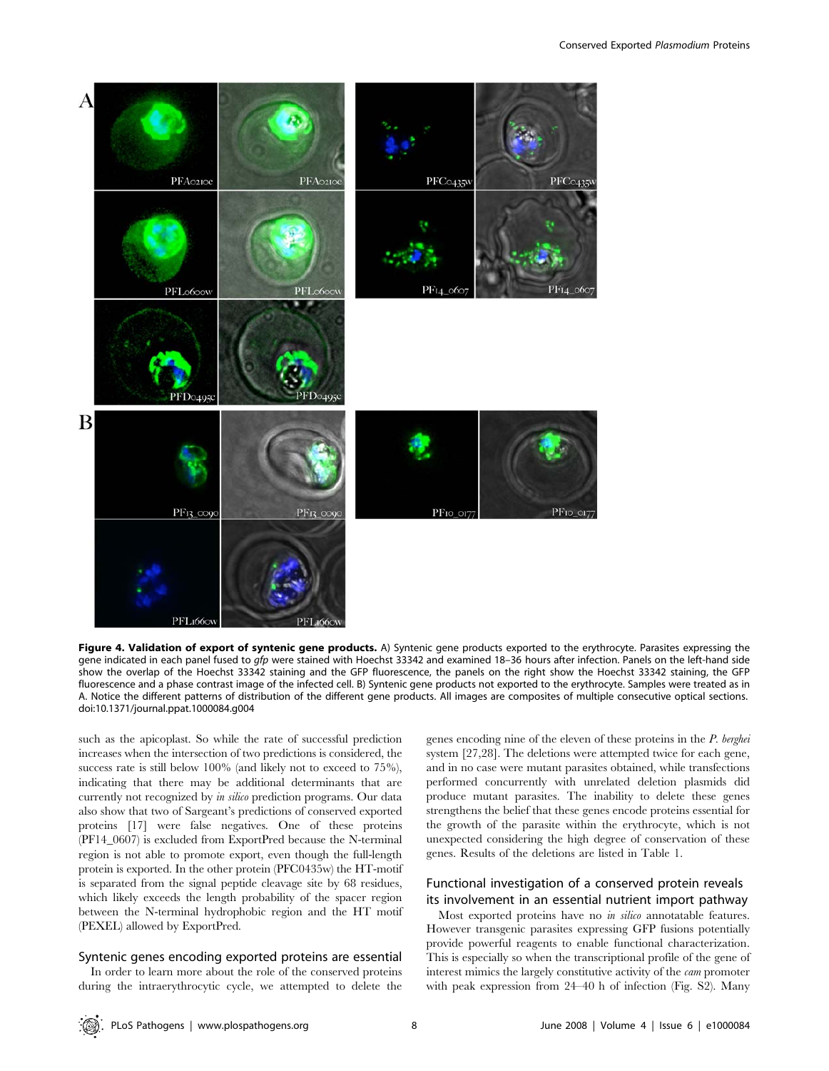**Figure 4. Validation of export of syntenic gene products.** A) Syntenic gene products exported to the erythrocyte. Parasites expressing the gene indicated in each panel fused to *gfp* were stained with Hoechst 33342 and examined 18–36 hours after infection. Panels on the left-hand side show the overlap of the Hoechst 33342 staining and the GFP fluorescence, the panels on the right show the Hoechst 33342 staining, the GFP fluorescence and a phase contrast image of the infected cell. B) Syntenic gene products not exported to the erythrocyte. Samples were treated as in A. Notice the different patterns of distribution of the different gene products. All images are composites of multiple consecutive optical sections.
doi:10.1371/journal.ppat.1000084.g004

such as the apicoplast. So while the rate of successful prediction increases when the intersection of two predictions is considered, the success rate is still below 100% (and likely not to exceed to 75%), indicating that there may be additional determinants that are currently not recognized by *in silico* prediction programs. Our data also show that two of Sargeant's predictions of conserved exported proteins [17] were false negatives. One of these proteins (PF14_0607) is excluded from ExportPred because the N-terminal region is not able to promote export, even though the full-length protein is exported. In the other protein (PFC0435w) the HT-motif is separated from the signal peptide cleavage site by 68 residues, which likely exceeds the length probability of the spacer region between the N-terminal hydrophobic region and the HT motif (PEXEL) allowed by ExportPred.

### Syntenic genes encoding exported proteins are essential

In order to learn more about the role of the conserved proteins during the intraerythrocytic cycle, we attempted to delete the genes encoding nine of the eleven of these proteins in the *P. berghei* system [27,28]. The deletions were attempted twice for each gene, and in no case were mutant parasites obtained, while transfections performed concurrently with unrelated deletion plasmids did produce mutant parasites. The inability to delete these genes strengthens the belief that these genes encode proteins essential for the growth of the parasite within the erythrocyte, which is not unexpected considering the high degree of conservation of these genes. Results of the deletions are listed in Table 1.

### Functional investigation of a conserved protein reveals its involvement in an essential nutrient import pathway

Most exported proteins have no *in silico* annotatable features. However transgenic parasites expressing GFP fusions potentially provide powerful reagents to enable functional characterization. This is especially so when the transcriptional profile of the gene of interest mimics the largely constitutive activity of the *cam* promoter with peak expression from 24–40 h of infection (Fig. S2). Many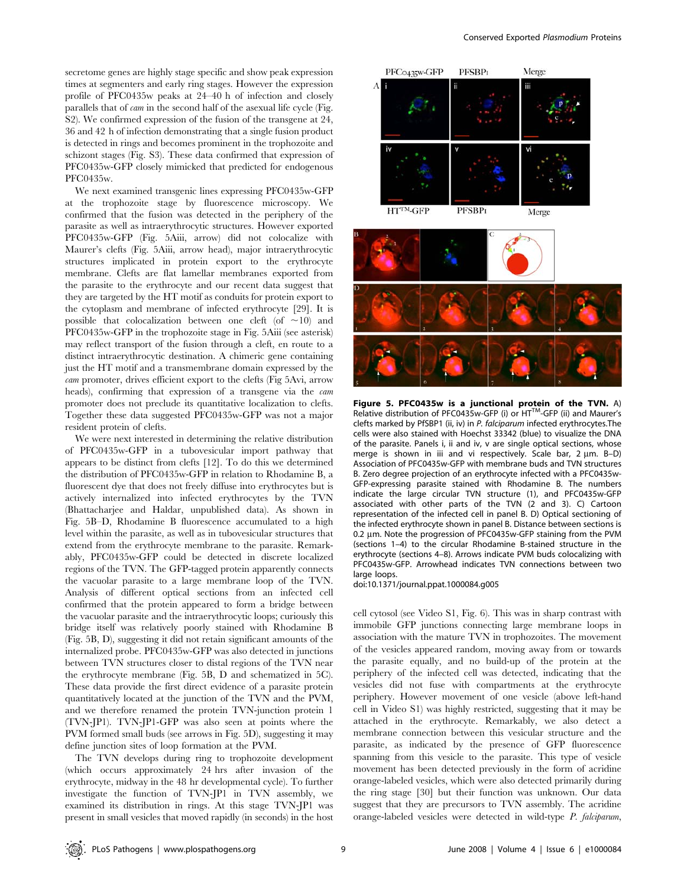secretome genes are highly stage specific and show peak expression times at segmenters and early ring stages. However the expression profile of PFC0435w peaks at 24–40 h of infection and closely parallels that of *cam* in the second half of the asexual life cycle (Fig. S2). We confirmed expression of the fusion of the transgene at 24, 36 and 42 h of infection demonstrating that a single fusion product is detected in rings and becomes prominent in the trophozoite and schizont stages (Fig. S3). These data confirmed that expression of PFC0435w-GFP closely mimicked that predicted for endogenous PFC0435w.

We next examined transgenic lines expressing PFC0435w-GFP at the trophozoite stage by fluorescence microscopy. We confirmed that the fusion was detected in the periphery of the parasite as well as intraerythrocytic structures. However exported PFC0435w-GFP (Fig. 5Aiii, arrow) did not colocalize with Maurer's clefts (Fig. 5Aiii, arrow head), major intraerythrocytic structures implicated in protein export to the erythrocyte membrane. Clefts are flat lamellar membranes exported from the parasite to the erythrocyte and our recent data suggest that they are targeted by the HT motif as conduits for protein export to the cytoplasm and membrane of infected erythrocyte [29]. It is possible that colocalization between one cleft (of ~10) and PFC0435w-GFP in the trophozoite stage in Fig. 5Aiii (see asterisk) may reflect transport of the fusion through a cleft, en route to a distinct intraerythrocytic destination. A chimeric gene containing just the HT motif and a transmembrane domain expressed by the *cam* promoter, drives efficient export to the clefts (Fig 5Avi, arrow heads), confirming that expression of a transgene via the *cam* promoter does not preclude its quantitative localization to clefts. Together these data suggested PFC0435w-GFP was not a major resident protein of clefts.

We were next interested in determining the relative distribution of PFC0435w-GFP in a tubovesicular import pathway that appears to be distinct from clefts [12]. To do this we determined the distribution of PFC0435w-GFP in relation to Rhodamine B, a fluorescent dye that does not freely diffuse into erythrocytes but is actively internalized into infected erythrocytes by the TVN (Bhattacharjee and Haldar, unpublished data). As shown in Fig. 5B–D, Rhodamine B fluorescence accumulated to a high level within the parasite, as well as in tubovesicular structures that extend from the erythrocyte membrane to the parasite. Remarkably, PFC0435w-GFP could be detected in discrete localized regions of the TVN. The GFP-tagged protein apparently connects the vacuolar parasite to a large membrane loop of the TVN. Analysis of different optical sections from an infected cell confirmed that the protein appeared to form a bridge between the vacuolar parasite and the intraerythrocytic loops; curiously this bridge itself was relatively poorly stained with Rhodamine B (Fig. 5B, D), suggesting it did not retain significant amounts of the internalized probe. PFC0435w-GFP was also detected in junctions between TVN structures closer to distal regions of the TVN near the erythrocyte membrane (Fig. 5B, D and schematized in 5C). These data provide the first direct evidence of a parasite protein quantitatively located at the junction of the TVN and the PVM, and we therefore renamed the protein TVN-junction protein 1 (TVN-JP1). TVN-JP1-GFP was also seen at points where the PVM formed small buds (see arrows in Fig. 5D), suggesting it may define junction sites of loop formation at the PVM.

The TVN develops during ring to trophozoite development (which occurs approximately 24 hrs after invasion of the erythrocyte, midway in the 48 hr developmental cycle). To further investigate the function of TVN-JP1 in TVN assembly, we examined its distribution in rings. At this stage TVN-JP1 was present in small vesicles that moved rapidly (in seconds) in the host cell cytosol (see Video S1, Fig. 6). This was in sharp contrast with immobile GFP junctions connecting large membrane loops in association with the mature TVN in trophozoites. The movement of the vesicles appeared random, moving away from or towards the parasite equally, and no build-up of the protein at the periphery of the infected cell was detected, indicating that the vesicles did not fuse with compartments at the erythrocyte periphery. However movement of one vesicle (above left-hand cell in Video S1) was highly restricted, suggesting that it may be attached in the erythrocyte. Remarkably, we also detect a membrane connection between this vesicular structure and the parasite, as indicated by the presence of GFP fluorescence spanning from this vesicle to the parasite. This type of vesicle movement has been detected previously in the form of acridine orange-labeled vesicles, which were also detected primarily during the ring stage [30] but their function was unknown. Our data suggest that they are precursors to TVN assembly. The acridine orange-labeled vesicles were detected in wild-type *P. falciparum*,

**Figure 5. PFC0435w is a junctional protein of the TVN.** A) Relative distribution of PFC0435w-GFP (i) or HT$^{TM}$-GFP (ii) and Maurer's clefts marked by PfSBP1 (ii, iv) in *P. falciparum* infected erythrocytes.The cells were also stained with Hoechst 33342 (blue) to visualize the DNA of the parasite. Panels i, ii and iv, v are single optical sections, whose merge is shown in iii and vi respectively. Scale bar, 2 µm. B–D) Association of PFC0435w-GFP with membrane buds and TVN structures B. Zero degree projection of an erythrocyte infected with a PFC0435w-GFP-expressing parasite stained with Rhodamine B. The numbers indicate the large circular TVN structure (1), and PFC0435w-GFP associated with other parts of the TVN (2 and 3). C) Cartoon representation of the infected cell in panel B. D) Optical sectioning of the infected erythrocyte shown in panel B. Distance between sections is 0.2 µm. Note the progression of PFC0435w-GFP staining from the PVM (sections 1–4) to the circular Rhodamine B-stained structure in the erythrocyte (sections 4–8). Arrows indicate PVM buds colocalizing with PFC0435w-GFP. Arrowhead indicates TVN connections between two large loops.
doi:10.1371/journal.ppat.1000084.g005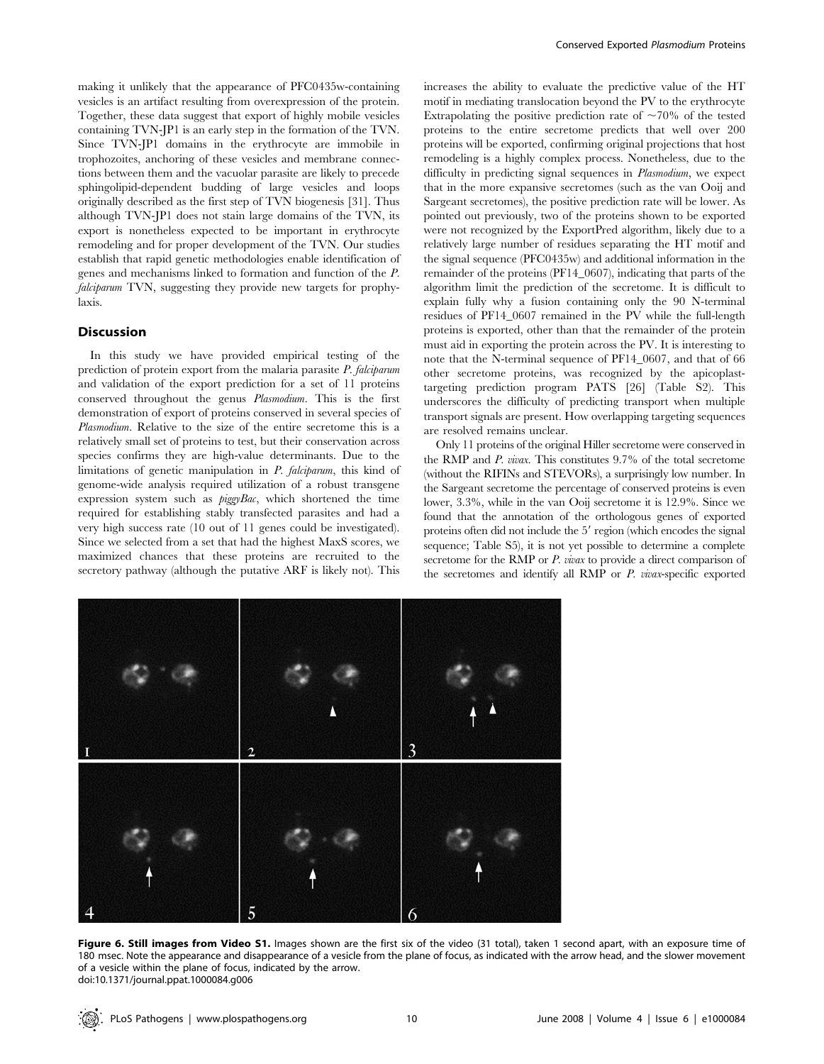making it unlikely that the appearance of PFC0435w-containing vesicles is an artifact resulting from overexpression of the protein. Together, these data suggest that export of highly mobile vesicles containing TVN-JP1 is an early step in the formation of the TVN. Since TVN-JP1 domains in the erythrocyte are immobile in trophozoites, anchoring of these vesicles and membrane connections between them and the vacuolar parasite are likely to precede sphingolipid-dependent budding of large vesicles and loops originally described as the first step of TVN biogenesis [31]. Thus although TVN-JP1 does not stain large domains of the TVN, its export is nonetheless expected to be important in erythrocyte remodeling and for proper development of the TVN. Our studies establish that rapid genetic methodologies enable identification of genes and mechanisms linked to formation and function of the *P. falciparum* TVN, suggesting they provide new targets for prophylaxis.

## Discussion

In this study we have provided empirical testing of the prediction of protein export from the malaria parasite *P. falciparum* and validation of the export prediction for a set of 11 proteins conserved throughout the genus *Plasmodium*. This is the first demonstration of export of proteins conserved in several species of *Plasmodium*. Relative to the size of the entire secretome this is a relatively small set of proteins to test, but their conservation across species confirms they are high-value determinants. Due to the limitations of genetic manipulation in *P. falciparum*, this kind of genome-wide analysis required utilization of a robust transgene expression system such as *piggyBac*, which shortened the time required for establishing stably transfected parasites and had a very high success rate (10 out of 11 genes could be investigated). Since we selected from a set that had the highest MaxS scores, we maximized chances that these proteins are recruited to the secretory pathway (although the putative ARF is likely not). This increases the ability to evaluate the predictive value of the HT motif in mediating translocation beyond the PV to the erythrocyte Extrapolating the positive prediction rate of ~70% of the tested proteins to the entire secretome predicts that well over 200 proteins will be exported, confirming original projections that host remodeling is a highly complex process. Nonetheless, due to the difficulty in predicting signal sequences in *Plasmodium*, we expect that in the more expansive secretomes (such as the van Ooij and Sargeant secretomes), the positive prediction rate will be lower. As pointed out previously, two of the proteins shown to be exported were not recognized by the ExportPred algorithm, likely due to a relatively large number of residues separating the HT motif and the signal sequence (PFC0435w) and additional information in the remainder of the proteins (PF14_0607), indicating that parts of the algorithm limit the prediction of the secretome. It is difficult to explain fully why a fusion containing only the 90 N-terminal residues of PF14_0607 remained in the PV while the full-length proteins is exported, other than that the remainder of the protein must aid in exporting the protein across the PV. It is interesting to note that the N-terminal sequence of PF14_0607, and that of 66 other secretome proteins, was recognized by the apicoplast-targeting prediction program PATS [26] (Table S2). This underscores the difficulty of predicting transport when multiple transport signals are present. How overlapping targeting sequences are resolved remains unclear.

Only 11 proteins of the original Hiller secretome were conserved in the RMP and *P. vivax*. This constitutes 9.7% of the total secretome (without the RIFINs and STEVORs), a surprisingly low number. In the Sargeant secretome the percentage of conserved proteins is even lower, 3.3%, while in the van Ooij secretome it is 12.9%. Since we found that the annotation of the orthologous genes of exported proteins often did not include the 5′ region (which encodes the signal sequence; Table S5), it is not yet possible to determine a complete secretome for the RMP or *P. vivax* to provide a direct comparison of the secretomes and identify all RMP or *P. vivax*-specific exported

**Figure 6. Still images from Video S1.** Images shown are the first six of the video (31 total), taken 1 second apart, with an exposure time of 180 msec. Note the appearance and disappearance of a vesicle from the plane of focus, as indicated with the arrow head, and the slower movement of a vesicle within the plane of focus, indicated by the arrow.
doi:10.1371/journal.ppat.1000084.g006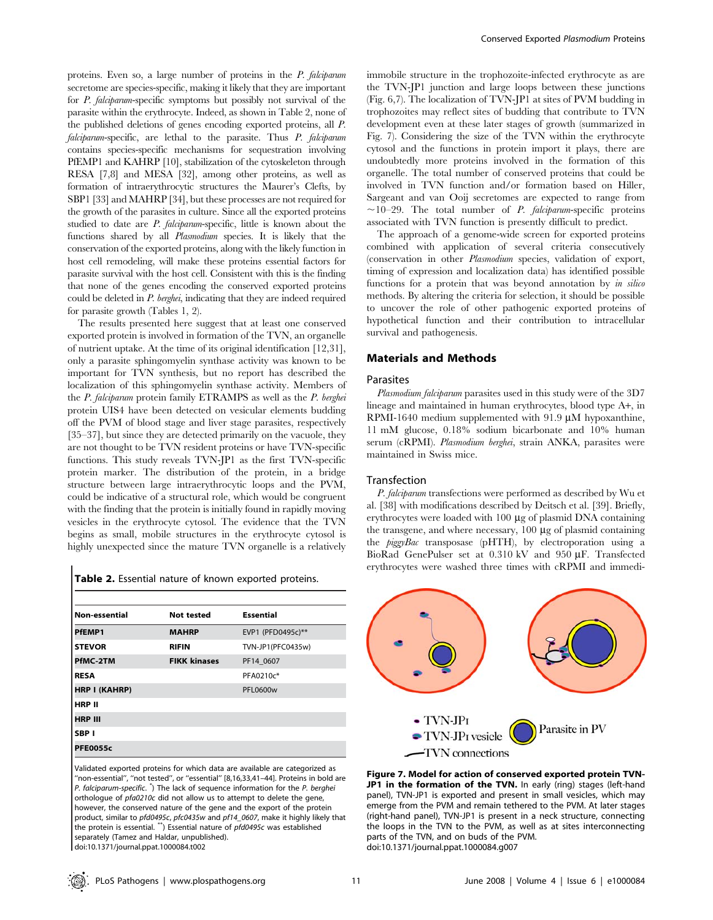proteins. Even so, a large number of proteins in the *P. falciparum* secretome are species-specific, making it likely that they are important for *P. falciparum*-specific symptoms but possibly not survival of the parasite within the erythrocyte. Indeed, as shown in Table 2, none of the published deletions of genes encoding exported proteins, all *P. falciparum*-specific, are lethal to the parasite. Thus *P. falciparum* contains species-specific mechanisms for sequestration involving PfEMP1 and KAHRP [10], stabilization of the cytoskeleton through RESA [7,8] and MESA [32], among other proteins, as well as formation of intraerythrocytic structures the Maurer's Clefts, by SBP1 [33] and MAHRP [34], but these processes are not required for the growth of the parasites in culture. Since all the exported proteins studied to date are *P. falciparum*-specific, little is known about the functions shared by all *Plasmodium* species. It is likely that the conservation of the exported proteins, along with the likely function in host cell remodeling, will make these proteins essential factors for parasite survival with the host cell. Consistent with this is the finding that none of the genes encoding the conserved exported proteins could be deleted in *P. berghei*, indicating that they are indeed required for parasite growth (Tables 1, 2).

The results presented here suggest that at least one conserved exported protein is involved in formation of the TVN, an organelle of nutrient uptake. At the time of its original identification [12,31], only a parasite sphingomyelin synthase activity was known to be important for TVN synthesis, but no report has described the localization of this sphingomyelin synthase activity. Members of the *P. falciparum* protein family ETRAMPS as well as the *P. berghei* protein UIS4 have been detected on vesicular elements budding off the PVM of blood stage and liver stage parasites, respectively [35–37], but since they are detected primarily on the vacuole, they are not thought to be TVN resident proteins or have TVN-specific functions. This study reveals TVN-JP1 as the first TVN-specific protein marker. The distribution of the protein, in a bridge structure between large intraerythrocytic loops and the PVM, could be indicative of a structural role, which would be congruent with the finding that the protein is initially found in rapidly moving vesicles in the erythrocyte cytosol. The evidence that the TVN begins as small, mobile structures in the erythrocyte cytosol is highly unexpected since the mature TVN organelle is a relatively immobile structure in the trophozoite-infected erythrocyte as are the TVN-JP1 junction and large loops between these junctions (Fig. 6,7). The localization of TVN-JP1 at sites of PVM budding in trophozoites may reflect sites of budding that contribute to TVN development even at these later stages of growth (summarized in Fig. 7). Considering the size of the TVN within the erythrocyte cytosol and the functions in protein import it plays, there are undoubtedly more proteins involved in the formation of this organelle. The total number of conserved proteins that could be involved in TVN function and/or formation based on Hiller, Sargeant and van Ooij secretomes are expected to range from ~10–29. The total number of *P. falciparum*-specific proteins associated with TVN function is presently difficult to predict.

The approach of a genome-wide screen for exported proteins combined with application of several criteria consecutively (conservation in other *Plasmodium* species, validation of export, timing of expression and localization data) has identified possible functions for a protein that was beyond annotation by *in silico* methods. By altering the criteria for selection, it should be possible to uncover the role of other pathogenic exported proteins of hypothetical function and their contribution to intracellular survival and pathogenesis.

**Table 2.** Essential nature of known exported proteins.

| Non-essential | Not tested | Essential |
|---|---|---|
| **PfEMP1** | **MAHRP** | EVP1 (PFD0495c)** |
| **STEVOR** | **RIFIN** | TVN-JP1(PFC0435w) |
| **PfMC-2TM** | **FIKK kinases** | PF14_0607 |
| **RESA** | | PFA0210c* |
| **HRP I (KAHRP)** | | PFL0600w |
| **HRP II** | | |
| **HRP III** | | |
| **SBP I** | | |
| **PFE0055c** | | |

Validated exported proteins for which data are available are categorized as "non-essential", "not tested", or "essential" [8,16,33,41–44]. Proteins in bold are *P. falciparum-specific*. *) The lack of sequence information for the *P. berghei* orthologue of *pfa0210c* did not allow us to attempt to delete the gene, however, the conserved nature of the gene and the export of the protein product, similar to *pfd0495c*, *pfc0435w* and *pf14_0607*, make it highly likely that the protein is essential. **) Essential nature of *pfd0495c* was established separately (Tamez and Haldar, unpublished).
doi:10.1371/journal.ppat.1000084.t002

## Materials and Methods

### Parasites

*Plasmodium falciparum* parasites used in this study were of the 3D7 lineage and maintained in human erythrocytes, blood type A+, in RPMI-1640 medium supplemented with 91.9 μM hypoxanthine, 11 mM glucose, 0.18% sodium bicarbonate and 10% human serum (cRPMI). *Plasmodium berghei*, strain ANKA, parasites were maintained in Swiss mice.

### Transfection

*P. falciparum* transfections were performed as described by Wu et al. [38] with modifications described by Deitsch et al. [39]. Briefly, erythrocytes were loaded with 100 μg of plasmid DNA containing the transgene, and where necessary, 100 μg of plasmid containing the *piggyBac* transposase (pHTH), by electroporation using a BioRad GenePulser set at 0.310 kV and 950 μF. Transfected erythrocytes were washed three times with cRPMI and immedi-

**Figure 7. Model for action of conserved exported protein TVN-JP1 in the formation of the TVN.** In early (ring) stages (left-hand panel), TVN-JP1 is exported and present in small vesicles, which may emerge from the PVM and remain tethered to the PVM. At later stages (right-hand panel), TVN-JP1 is present in a neck structure, connecting the loops in the TVN to the PVM, as well as at sites interconnecting parts of the TVN, and on buds of the PVM.
doi:10.1371/journal.ppat.1000084.g007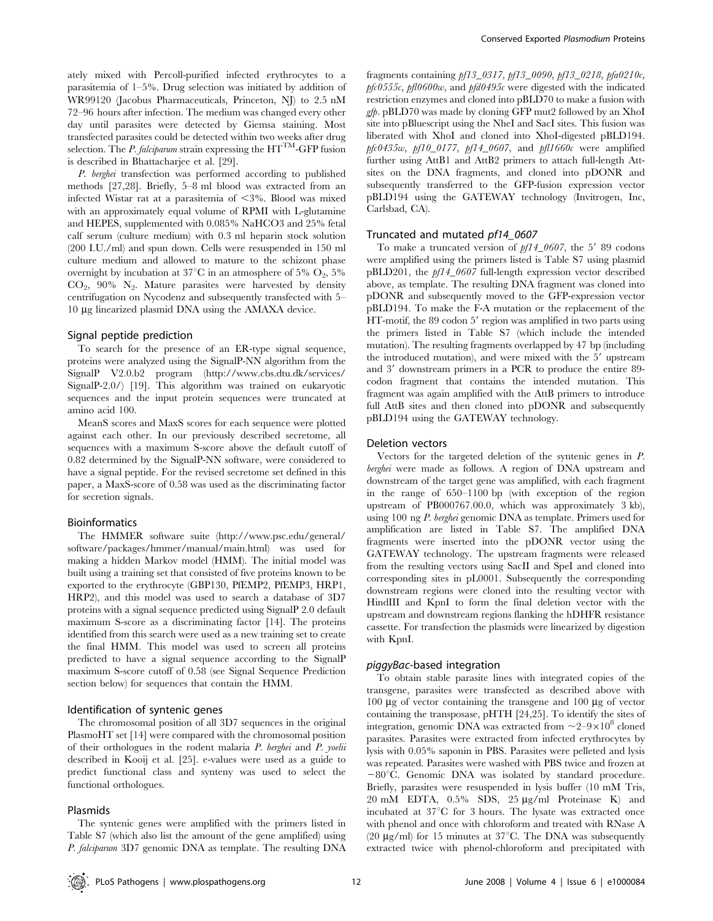ately mixed with Percoll-purified infected erythrocytes to a parasitemia of 1–5%. Drug selection was initiated by addition of WR99120 (Jacobus Pharmaceuticals, Princeton, NJ) to 2.5 nM 72–96 hours after infection. The medium was changed every other day until parasites were detected by Giemsa staining. Most transfected parasites could be detected within two weeks after drug selection. The *P. falciparum* strain expressing the HT$^{TM}$-GFP fusion is described in Bhattacharjee et al. [29].

*P. berghei* transfection was performed according to published methods [27,28]. Briefly, 5–8 ml blood was extracted from an infected Wistar rat at a parasitemia of <3%. Blood was mixed with an approximately equal volume of RPMI with L-glutamine and HEPES, supplemented with 0.085% NaHCO3 and 25% fetal calf serum (culture medium) with 0.3 ml heparin stock solution (200 I.U./ml) and spun down. Cells were resuspended in 150 ml culture medium and allowed to mature to the schizont phase overnight by incubation at 37°C in an atmosphere of 5% $O_2$, 5% $CO_2$, 90% $N_2$. Mature parasites were harvested by density centrifugation on Nycodenz and subsequently transfected with 5–10 µg linearized plasmid DNA using the AMAXA device.

### Signal peptide prediction

To search for the presence of an ER-type signal sequence, proteins were analyzed using the SignalP-NN algorithm from the SignalP V2.0.b2 program (http://www.cbs.dtu.dk/services/SignalP-2.0/) [19]. This algorithm was trained on eukaryotic sequences and the input protein sequences were truncated at amino acid 100.

MeanS scores and MaxS scores for each sequence were plotted against each other. In our previously described secretome, all sequences with a maximum S-score above the default cutoff of 0.82 determined by the SignalP-NN software, were considered to have a signal peptide. For the revised secretome set defined in this paper, a MaxS-score of 0.58 was used as the discriminating factor for secretion signals.

### Bioinformatics

The HMMER software suite (http://www.psc.edu/general/software/packages/hmmer/manual/main.html) was used for making a hidden Markov model (HMM). The initial model was built using a training set that consisted of five proteins known to be exported to the erythrocyte (GBP130, PfEMP2, PfEMP3, HRP1, HRP2), and this model was used to search a database of 3D7 proteins with a signal sequence predicted using SignalP 2.0 default maximum S-score as a discriminating factor [14]. The proteins identified from this search were used as a new training set to create the final HMM. This model was used to screen all proteins predicted to have a signal sequence according to the SignalP maximum S-score cutoff of 0.58 (see Signal Sequence Prediction section below) for sequences that contain the HMM.

### Identification of syntenic genes

The chromosomal position of all 3D7 sequences in the original PlasmoHT set [14] were compared with the chromosomal position of their orthologues in the rodent malaria *P. berghei* and *P. yoelii* described in Kooij et al. [25]. e-values were used as a guide to predict functional class and synteny was used to select the functional orthologues.

### Plasmids

The syntenic genes were amplified with the primers listed in Table S7 (which also list the amount of the gene amplified) using *P. falciparum* 3D7 genomic DNA as template. The resulting DNA fragments containing *pf13_0317*, *pf13_0090*, *pf13_0218*, *pfa0210c*, *pfc0555c*, *pfl0600w*, and *pfd0495c* were digested with the indicated restriction enzymes and cloned into pBLD70 to make a fusion with *gfp*. pBLD70 was made by cloning GFP mut2 followed by an XhoI site into pBluescript using the NheI and SacI sites. This fusion was liberated with XhoI and cloned into XhoI-digested pBLD194. *pfc0435w*, *pf10_0177*, *pf14_0607*, and *pfl1660c* were amplified further using AttB1 and AttB2 primers to attach full-length Att-sites on the DNA fragments, and cloned into pDONR and subsequently transferred to the GFP-fusion expression vector pBLD194 using the GATEWAY technology (Invitrogen, Inc, Carlsbad, CA).

### Truncated and mutated *pf14_0607*

To make a truncated version of *pf14_0607*, the 5′ 89 codons were amplified using the primers listed is Table S7 using plasmid pBLD201, the *pf14_0607* full-length expression vector described above, as template. The resulting DNA fragment was cloned into pDONR and subsequently moved to the GFP-expression vector pBLD194. To make the F-A mutation or the replacement of the HT-motif, the 89 codon 5′ region was amplified in two parts using the primers listed in Table S7 (which include the intended mutation). The resulting fragments overlapped by 47 bp (including the introduced mutation), and were mixed with the 5′ upstream and 3′ downstream primers in a PCR to produce the entire 89-codon fragment that contains the intended mutation. This fragment was again amplified with the AttB primers to introduce full AttB sites and then cloned into pDONR and subsequently pBLD194 using the GATEWAY technology.

### Deletion vectors

Vectors for the targeted deletion of the syntenic genes in *P. berghei* were made as follows. A region of DNA upstream and downstream of the target gene was amplified, with each fragment in the range of 650–1100 bp (with exception of the region upstream of PB000767.00.0, which was approximately 3 kb), using 100 ng *P. berghei* genomic DNA as template. Primers used for amplification are listed in Table S7. The amplified DNA fragments were inserted into the pDONR vector using the GATEWAY technology. The upstream fragments were released from the resulting vectors using SacII and SpeI and cloned into corresponding sites in pL0001. Subsequently the corresponding downstream regions were cloned into the resulting vector with HindIII and KpnI to form the final deletion vector with the upstream and downstream regions flanking the hDHFR resistance cassette. For transfection the plasmids were linearized by digestion with KpnI.

### *piggyBac*-based integration

To obtain stable parasite lines with integrated copies of the transgene, parasites were transfected as described above with 100 µg of vector containing the transgene and 100 µg of vector containing the transposase, pHTH [24,25]. To identify the sites of integration, genomic DNA was extracted from ~$2$–$9\times10^8$ cloned parasites. Parasites were extracted from infected erythrocytes by lysis with 0.05% saponin in PBS. Parasites were pelleted and lysis was repeated. Parasites were washed with PBS twice and frozen at −80°C. Genomic DNA was isolated by standard procedure. Briefly, parasites were resuspended in lysis buffer (10 mM Tris, 20 mM EDTA, 0.5% SDS, 25 µg/ml Proteinase K) and incubated at 37°C for 3 hours. The lysate was extracted once with phenol and once with chloroform and treated with RNase A (20 µg/ml) for 15 minutes at 37°C. The DNA was subsequently extracted twice with phenol-chloroform and precipitated with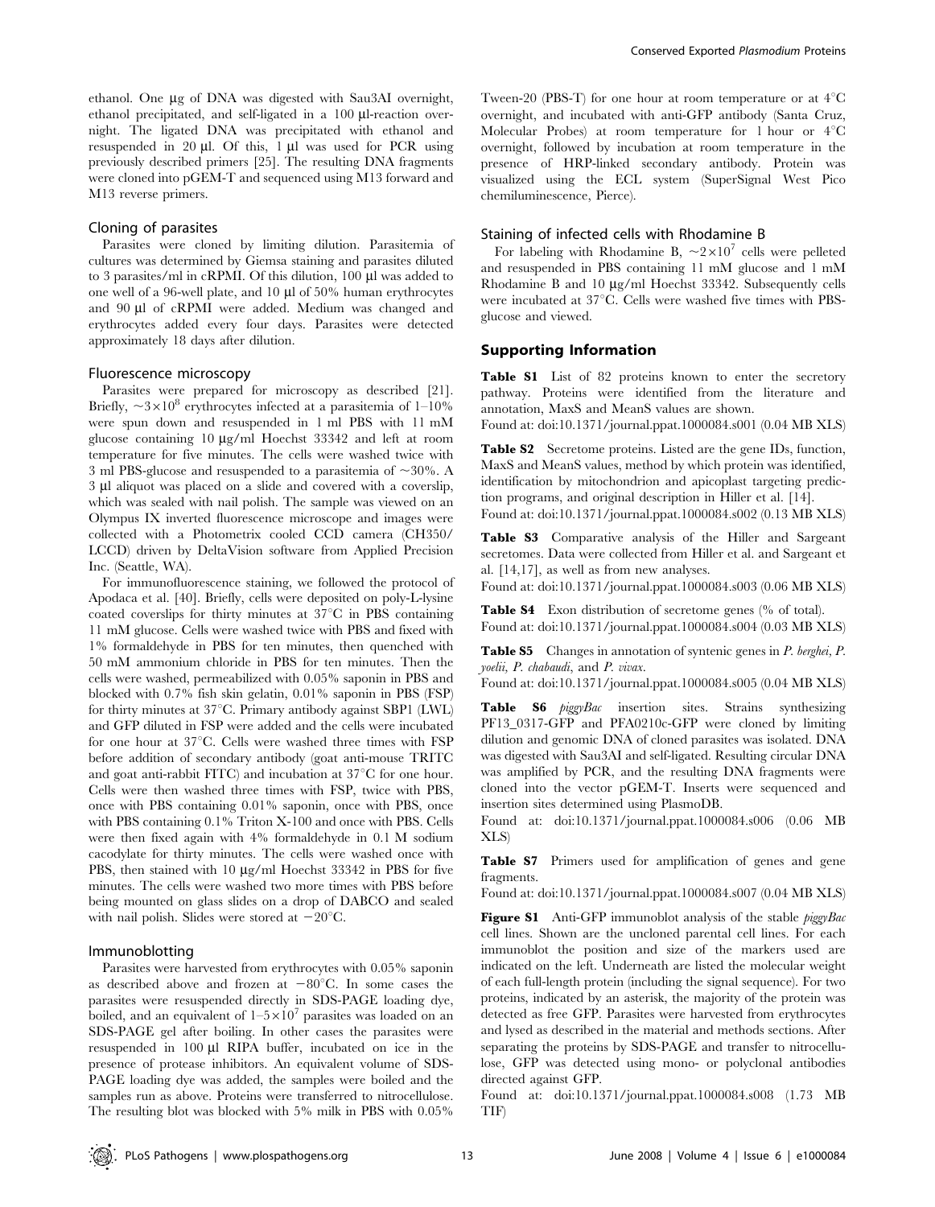ethanol. One μg of DNA was digested with Sau3AI overnight, ethanol precipitated, and self-ligated in a 100 μl-reaction overnight. The ligated DNA was precipitated with ethanol and resuspended in 20 μl. Of this, 1 μl was used for PCR using previously described primers [25]. The resulting DNA fragments were cloned into pGEM-T and sequenced using M13 forward and M13 reverse primers.

### Cloning of parasites

Parasites were cloned by limiting dilution. Parasitemia of cultures was determined by Giemsa staining and parasites diluted to 3 parasites/ml in cRPMI. Of this dilution, 100 μl was added to one well of a 96-well plate, and 10 μl of 50% human erythrocytes and 90 μl of cRPMI were added. Medium was changed and erythrocytes added every four days. Parasites were detected approximately 18 days after dilution.

### Fluorescence microscopy

Parasites were prepared for microscopy as described [21]. Briefly, $\sim 3 \times 10^8$ erythrocytes infected at a parasitemia of 1–10% were spun down and resuspended in 1 ml PBS with 11 mM glucose containing 10 μg/ml Hoechst 33342 and left at room temperature for five minutes. The cells were washed twice with 3 ml PBS-glucose and resuspended to a parasitemia of ~30%. A 3 μl aliquot was placed on a slide and covered with a coverslip, which was sealed with nail polish. The sample was viewed on an Olympus IX inverted fluorescence microscope and images were collected with a Photometrix cooled CCD camera (CH350/LCCD) driven by DeltaVision software from Applied Precision Inc. (Seattle, WA).

For immunofluorescence staining, we followed the protocol of Apodaca et al. [40]. Briefly, cells were deposited on poly-L-lysine coated coverslips for thirty minutes at 37°C in PBS containing 11 mM glucose. Cells were washed twice with PBS and fixed with 1% formaldehyde in PBS for ten minutes, then quenched with 50 mM ammonium chloride in PBS for ten minutes. Then the cells were washed, permeabilized with 0.05% saponin in PBS and blocked with 0.7% fish skin gelatin, 0.01% saponin in PBS (FSP) for thirty minutes at 37°C. Primary antibody against SBP1 (LWL) and GFP diluted in FSP were added and the cells were incubated for one hour at 37°C. Cells were washed three times with FSP before addition of secondary antibody (goat anti-mouse TRITC and goat anti-rabbit FITC) and incubation at 37°C for one hour. Cells were then washed three times with FSP, twice with PBS, once with PBS containing 0.01% saponin, once with PBS, once with PBS containing 0.1% Triton X-100 and once with PBS. Cells were then fixed again with 4% formaldehyde in 0.1 M sodium cacodylate for thirty minutes. The cells were washed once with PBS, then stained with 10 μg/ml Hoechst 33342 in PBS for five minutes. The cells were washed two more times with PBS before being mounted on glass slides on a drop of DABCO and sealed with nail polish. Slides were stored at −20°C.

### Immunoblotting

Parasites were harvested from erythrocytes with 0.05% saponin as described above and frozen at −80°C. In some cases the parasites were resuspended directly in SDS-PAGE loading dye, boiled, and an equivalent of $1\text{–}5 \times 10^7$ parasites was loaded on an SDS-PAGE gel after boiling. In other cases the parasites were resuspended in 100 μl RIPA buffer, incubated on ice in the presence of protease inhibitors. An equivalent volume of SDS-PAGE loading dye was added, the samples were boiled and the samples run as above. Proteins were transferred to nitrocellulose. The resulting blot was blocked with 5% milk in PBS with 0.05% Tween-20 (PBS-T) for one hour at room temperature or at 4°C overnight, and incubated with anti-GFP antibody (Santa Cruz, Molecular Probes) at room temperature for 1 hour or 4°C overnight, followed by incubation at room temperature in the presence of HRP-linked secondary antibody. Protein was visualized using the ECL system (SuperSignal West Pico chemiluminescence, Pierce).

### Staining of infected cells with Rhodamine B

For labeling with Rhodamine B, $\sim 2 \times 10^7$ cells were pelleted and resuspended in PBS containing 11 mM glucose and 1 mM Rhodamine B and 10 μg/ml Hoechst 33342. Subsequently cells were incubated at 37°C. Cells were washed five times with PBS-glucose and viewed.

## Supporting Information

**Table S1** List of 82 proteins known to enter the secretory pathway. Proteins were identified from the literature and annotation, MaxS and MeanS values are shown.
Found at: doi:10.1371/journal.ppat.1000084.s001 (0.04 MB XLS)

**Table S2** Secretome proteins. Listed are the gene IDs, function, MaxS and MeanS values, method by which protein was identified, identification by mitochondrion and apicoplast targeting prediction programs, and original description in Hiller et al. [14].
Found at: doi:10.1371/journal.ppat.1000084.s002 (0.13 MB XLS)

**Table S3** Comparative analysis of the Hiller and Sargeant secretomes. Data were collected from Hiller et al. and Sargeant et al. [14,17], as well as from new analyses.
Found at: doi:10.1371/journal.ppat.1000084.s003 (0.06 MB XLS)

**Table S4** Exon distribution of secretome genes (% of total).
Found at: doi:10.1371/journal.ppat.1000084.s004 (0.03 MB XLS)

**Table S5** Changes in annotation of syntenic genes in *P. berghei*, *P. yoelii*, *P. chabaudi*, and *P. vivax*.
Found at: doi:10.1371/journal.ppat.1000084.s005 (0.04 MB XLS)

**Table S6** *piggyBac* insertion sites. Strains synthesizing PF13_0317-GFP and PFA0210c-GFP were cloned by limiting dilution and genomic DNA of cloned parasites was isolated. DNA was digested with Sau3AI and self-ligated. Resulting circular DNA was amplified by PCR, and the resulting DNA fragments were cloned into the vector pGEM-T. Inserts were sequenced and insertion sites determined using PlasmoDB.
Found at: doi:10.1371/journal.ppat.1000084.s006 (0.06 MB XLS)

**Table S7** Primers used for amplification of genes and gene fragments.
Found at: doi:10.1371/journal.ppat.1000084.s007 (0.04 MB XLS)

**Figure S1** Anti-GFP immunoblot analysis of the stable *piggyBac* cell lines. Shown are the uncloned parental cell lines. For each immunoblot the position and size of the markers used are indicated on the left. Underneath are listed the molecular weight of each full-length protein (including the signal sequence). For two proteins, indicated by an asterisk, the majority of the protein was detected as free GFP. Parasites were harvested from erythrocytes and lysed as described in the material and methods sections. After separating the proteins by SDS-PAGE and transfer to nitrocellulose, GFP was detected using mono- or polyclonal antibodies directed against GFP.
Found at: doi:10.1371/journal.ppat.1000084.s008 (1.73 MB TIF)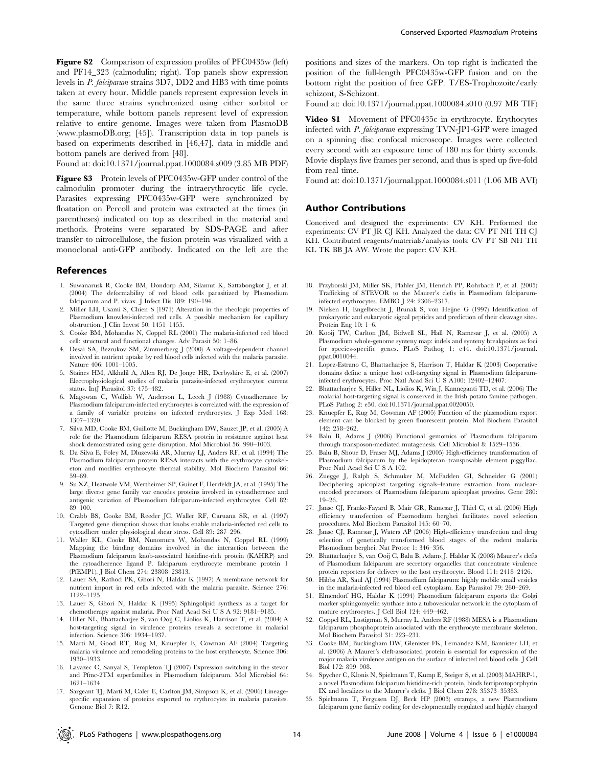**Figure S2** Comparison of expression profiles of PFC0435w (left) and PF14_323 (calmodulin; right). Top panels show expression levels in *P. falciparum* strains 3D7, DD2 and HB3 with time points taken at every hour. Middle panels represent expression levels in the same three strains synchronized using either sorbitol or temperature, while bottom panels represent level of expression relative to entire genome. Images were taken from PlasmoDB (www.plasmoDB.org; [45]). Transcription data in top panels is based on experiments described in [46,47], data in middle and bottom panels are derived from [48].

Found at: doi:10.1371/journal.ppat.1000084.s009 (3.85 MB PDF)

**Figure S3** Protein levels of PFC0435w-GFP under control of the calmodulin promoter during the intraerythrocytic life cycle. Parasites expressing PFC0435w-GFP were synchronized by floatation on Percoll and protein was extracted at the times (in parentheses) indicated on top as described in the material and methods. Proteins were separated by SDS-PAGE and after transfer to nitrocellulose, the fusion protein was visualized with a monoclonal anti-GFP antibody. Indicated on the left are the positions and sizes of the markers. On top right is indicated the position of the full-length PFC0435w-GFP fusion and on the bottom right the position of free GFP. T/ES-Trophozoite/early schizont, S-Schizont.

Found at: doi:10.1371/journal.ppat.1000084.s010 (0.97 MB TIF)

**Video S1** Movement of PFC0435c in erythrocyte. Erythocytes infected with *P. falciparum* expressing TVN-JP1-GFP were imaged on a spinning disc confocal microscope. Images were collected every second with an exposure time of 180 ms for thirty seconds. Movie displays five frames per second, and thus is sped up five-fold from real time.

Found at: doi:10.1371/journal.ppat.1000084.s011 (1.06 MB AVI)

## Author Contributions

Conceived and designed the experiments: CV KH. Performed the experiments: CV PT JR CJ KH. Analyzed the data: CV PT NH TH CJ KH. Contributed reagents/materials/analysis tools: CV PT SB NH TH KL TK BB JA AW. Wrote the paper: CV KH.

## References

1. Suwanarusk R, Cooke BM, Dondorp AM, Silamut K, Sattabongkot J, et al. (2004) The deformability of red blood cells parasitized by Plasmodium falciparum and P. vivax. J Infect Dis 189: 190–194.
2. Miller LH, Usami S, Chien S (1971) Alteration in the rheologic properties of Plasmodium knowlesi-infected red cells. A possible mechanism for capillary obstruction. J Clin Invest 50: 1451–1455.
3. Cooke BM, Mohandas N, Coppel RL (2001) The malaria-infected red blood cell: structural and functional changes. Adv Parasit 50: 1–86.
4. Desai SA, Bezrukov SM, Zimmerberg J (2000) A voltage-dependent channel involved in nutrient uptake by red blood cells infected with the malaria parasite. Nature 406: 1001–1005.
5. Staines HM, Alkhalil A, Allen RJ, De Jonge HR, Derbyshire E, et al. (2007) Electrophysiological studies of malaria parasite-infected erythrocytes: current status. IntJ Parasitol 37: 475–482.
6. Magowan C, Wollish W, Anderson L, Leech J (1988) Cytoadherance by Plasmodium falciparum-infected erythrocytes is correlated with the expression of a family of variable proteins on infected erythrocytes. J Exp Med 168: 1307–1320.
7. Silva MD, Cooke BM, Guillotte M, Buckingham DW, Sauzet JP, et al. (2005) A role for the Plasmodium falciparum RESA protein in resistance against heat shock demonstrated using gene disruption. Mol Microbiol 56: 990–1003.
8. Da Silva E, Foley M, Dluzewski AR, Murray LJ, Anders RF, et al. (1994) The Plasmodium falciparum protein RESA interacts with the erythrocyte cytoskeleton and modifies erythrocyte thermal stability. Mol Biochem Parasitol 66: 59–69.
9. Su XZ, Heatwole VM, Wertheimer SP, Guinet F, Herrfeldt JA, et al. (1995) The large diverse gene family var encodes proteins involved in cytoadherence and antigenic variation of Plasmodium falciparum-infected erythrocytes. Cell 82: 89–100.
10. Crabb BS, Cooke BM, Reeder JC, Waller RF, Caruana SR, et al. (1997) Targeted gene disruption shows that knobs enable malaria-infected red cells to cytoadhere under physiological shear stress. Cell 89: 287–296.
11. Waller KL, Cooke BM, Nunomura W, Mohandas N, Coppel RL (1999) Mapping the binding domains involved in the interaction between the Plasmodium falciparum knob-associated histidine-rich protein (KAHRP) and the cytoadherence ligand P. falciparum erythrocyte membrane protein 1 (PfEMP1). J Biol Chem 274: 23808–23813.
12. Lauer SA, Rathod PK, Ghori N, Haldar K (1997) A membrane network for nutrient import in red cells infected with the malaria parasite. Science 276: 1122–1125.
13. Lauer S, Ghori N, Haldar K (1995) Sphingolipid synthesis as a target for chemotherapy against malaria. Proc Natl Acad Sci U S A 92: 9181–9185.
14. Hiller NL, Bhattacharjee S, van Ooij C, Liolios K, Harrison T, et al. (2004) A host-targeting signal in virulence proteins reveals a secretome in malarial infection. Science 306: 1934–1937.
15. Marti M, Good RT, Rug M, Knuepfer E, Cowman AF (2004) Targeting malaria virulence and remodeling proteins to the host erythrocyte. Science 306: 1930–1933.
16. Lavazec C, Sanyal S, Templeton TJ (2007) Expression switching in the stevor and Pfmc-2TM superfamilies in Plasmodium falciparum. Mol Microbiol 64: 1621–1634.
17. Sargeant TJ, Marti M, Caler E, Carlton JM, Simpson K, et al. (2006) Lineage-specific expansion of proteins exported to erythrocytes in malaria parasites. Genome Biol 7: R12.
18. Przyborski JM, Miller SK, Pfahler JM, Henrich PP, Rohrbach P, et al. (2005) Trafficking of STEVOR to the Maurer's clefts in Plasmodium falciparum-infected erythrocytes. EMBO J 24: 2306–2317.
19. Nielsen H, Engelbrecht J, Brunak S, von Heijne G (1997) Identification of prokaryotic and eukaryotic signal peptides and prediction of their cleavage sites. Protein Eng 10: 1–6.
20. Kooij TW, Carlton JM, Bidwell SL, Hall N, Ramesar J, et al. (2005) A Plasmodium whole-genome synteny map: indels and synteny breakpoints as foci for species-specific genes. PLoS Pathog 1: e44. doi:10.1371/journal.ppat.0010044.
21. Lopez-Estrano C, Bhattacharjee S, Harrison T, Haldar K (2003) Cooperative domains define a unique host cell-targeting signal in Plasmodium falciparum-infected erythrocytes. Proc Natl Acad Sci U S A100: 12402–12407.
22. Bhattacharjee S, Hiller NL, Liolios K, Win J, Kanneganti TD, et al. (2006) The malarial host-targeting signal is conserved in the Irish potato famine pathogen. PLoS Pathog 2: e50. doi:10.1371/journal.ppat.0020050.
23. Knuepfer E, Rug M, Cowman AF (2005) Function of the plasmodium export element can be blocked by green fluorescent protein. Mol Biochem Parasitol 142: 258–262.
24. Balu B, Adams J (2006) Functional gemomics of Plasmodium falciparum through transposon-mediated mutagenesis. Cell Microbiol 8: 1529–1536.
25. Balu B, Shoue D, Fraser MJ, Adams J (2005) High-efficiency transformation of Plasmodium falciparum by the lepidopteran transposable element piggyBac. Proc Natl Acad Sci U S A 102.
26. Zuegge J, Ralph S, Schmuker M, McFadden GI, Schneider G (2001) Deciphering apicoplast targeting signals–feature extraction from nuclear-encoded precursors of Plasmodium falciparum apicoplast proteins. Gene 280: 19–26.
27. Janse CJ, Franke-Fayard B, Mair GR, Ramesar J, Thiel C, et al. (2006) High efficiency transfection of Plasmodium berghei facilitates novel selection procedures. Mol Biochem Parasitol 145: 60–70.
28. Janse CJ, Ramesar J, Waters AP (2006) High-efficiency transfection and drug selection of genetically transformed blood stages of the rodent malaria Plasmodium berghei. Nat Protoc 1: 346–356.
29. Bhattacharjee S, van Ooij C, Balu B, Adams J, Haldar K (2008) Maurer's clefts of Plasmodium falciparum are secretory organelles that concentrate virulence protein reporters for delivery to the host erythrocyte. Blood 111: 2418–2426.
30. Hibbs AR, Saul AJ (1994) Plasmodium falciparum: highly mobile small vesicles in the malaria-infected red blood cell cytoplasm. Exp Parasitol 79: 260–269.
31. Elmendorf HG, Haldar K (1994) Plasmodium falciparum exports the Golgi marker sphingomyelin synthase into a tubovesicular network in the cytoplasm of mature erythrocytes. J Cell Biol 124: 449–462.
32. Coppel RL, Lustigman S, Murray L, Anders RF (1988) MESA is a Plasmodium falciparum phosphoprotein associated with the erythrocyte membrane skeleton. Mol Biochem Parasitol 31: 223–231.
33. Cooke BM, Buckingham DW, Glenister FK, Fernandez KM, Bannister LH, et al. (2006) A Maurer's cleft-associated protein is essential for expression of the major malaria virulence antigen on the surface of infected red blood cells. J Cell Biol 172: 899–908.
34. Spycher C, Klonis N, Spielmann T, Kump E, Steiger S, et al. (2003) MAHRP-1, a novel Plasmodium falciparum histidine-rich protein, binds ferriprotoporphyrin IX and localizes to the Maurer's clefts. J Biol Chem 278: 35373–35383.
35. Spielmann T, Fergusen DJ, Beck HP (2003) etramps, a new Plasmodium falciparum gene family coding for developmentally regulated and highly charged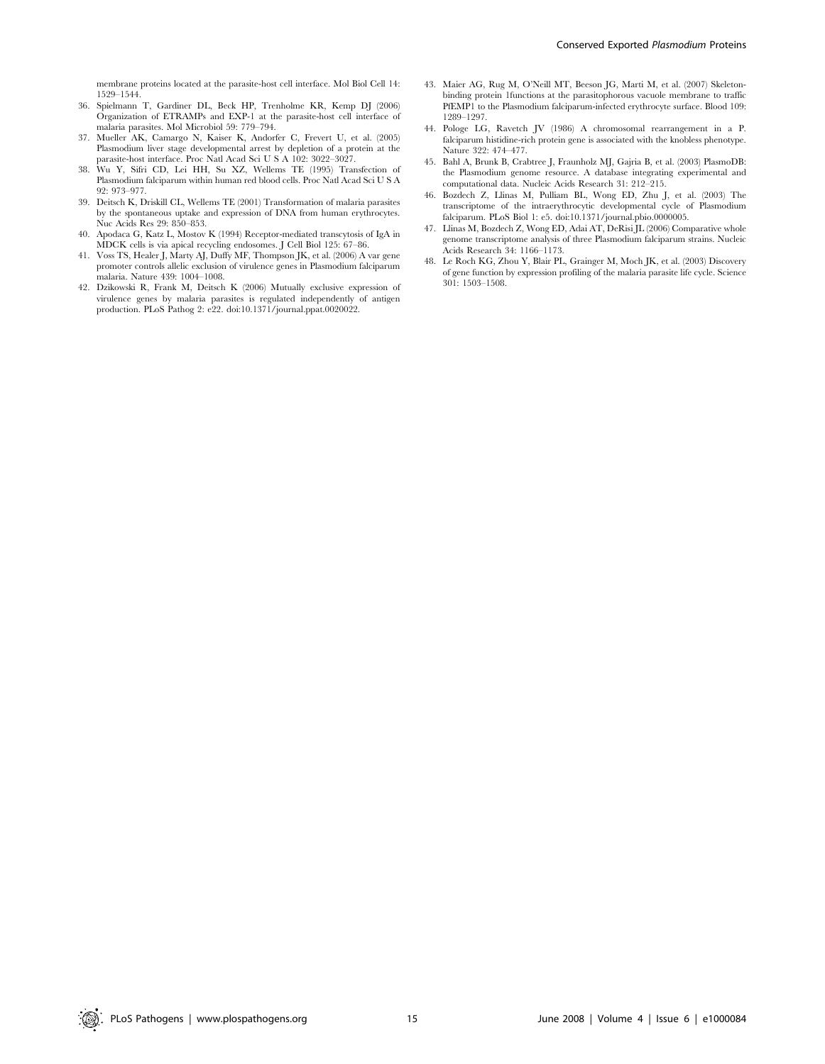membrane proteins located at the parasite-host cell interface. Mol Biol Cell 14: 1529–1544.

36. Spielmann T, Gardiner DL, Beck HP, Trenholme KR, Kemp DJ (2006) Organization of ETRAMPs and EXP-1 at the parasite-host cell interface of malaria parasites. Mol Microbiol 59: 779–794.
37. Mueller AK, Camargo N, Kaiser K, Andorfer C, Frevert U, et al. (2005) Plasmodium liver stage developmental arrest by depletion of a protein at the parasite-host interface. Proc Natl Acad Sci U S A 102: 3022–3027.
38. Wu Y, Sifri CD, Lei HH, Su XZ, Wellems TE (1995) Transfection of Plasmodium falciparum within human red blood cells. Proc Natl Acad Sci U S A 92: 973–977.
39. Deitsch K, Driskill CL, Wellems TE (2001) Transformation of malaria parasites by the spontaneous uptake and expression of DNA from human erythrocytes. Nuc Acids Res 29: 850–853.
40. Apodaca G, Katz L, Mostov K (1994) Receptor-mediated transcytosis of IgA in MDCK cells is via apical recycling endosomes. J Cell Biol 125: 67–86.
41. Voss TS, Healer J, Marty AJ, Duffy MF, Thompson JK, et al. (2006) A var gene promoter controls allelic exclusion of virulence genes in Plasmodium falciparum malaria. Nature 439: 1004–1008.
42. Dzikowski R, Frank M, Deitsch K (2006) Mutually exclusive expression of virulence genes by malaria parasites is regulated independently of antigen production. PLoS Pathog 2: e22. doi:10.1371/journal.ppat.0020022.
43. Maier AG, Rug M, O'Neill MT, Beeson JG, Marti M, et al. (2007) Skeleton-binding protein 1functions at the parasitophorous vacuole membrane to traffic PfEMP1 to the Plasmodium falciparum-infected erythrocyte surface. Blood 109: 1289–1297.
44. Pologe LG, Ravetch JV (1986) A chromosomal rearrangement in a P. falciparum histidine-rich protein gene is associated with the knobless phenotype. Nature 322: 474–477.
45. Bahl A, Brunk B, Crabtree J, Fraunholz MJ, Gajria B, et al. (2003) PlasmoDB: the Plasmodium genome resource. A database integrating experimental and computational data. Nucleic Acids Research 31: 212–215.
46. Bozdech Z, Llinas M, Pulliam BL, Wong ED, Zhu J, et al. (2003) The transcriptome of the intraerythrocytic developmental cycle of Plasmodium falciparum. PLoS Biol 1: e5. doi:10.1371/journal.pbio.0000005.
47. Llinas M, Bozdech Z, Wong ED, Adai AT, DeRisi JL (2006) Comparative whole genome transcriptome analysis of three Plasmodium falciparum strains. Nucleic Acids Research 34: 1166–1173.
48. Le Roch KG, Zhou Y, Blair PL, Grainger M, Moch JK, et al. (2003) Discovery of gene function by expression profiling of the malaria parasite life cycle. Science 301: 1503–1508.